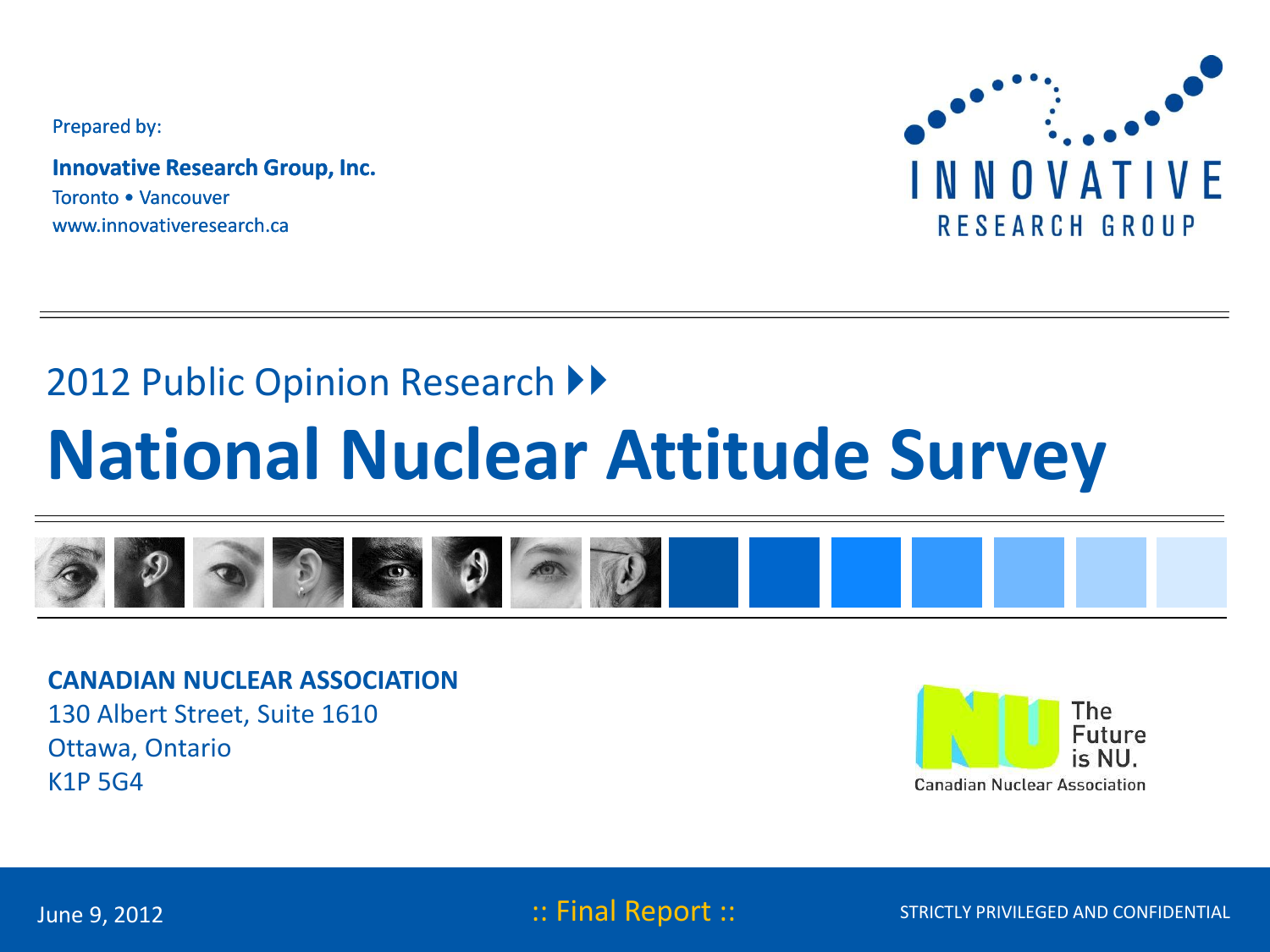Prepared by:

**Innovative Research Group, Inc.**
Toronto • Vancouver
www.innovativeresearch.ca

INNOVATIVE RESEARCH GROUP

## 2012 Public Opinion Research

# National Nuclear Attitude Survey

**CANADIAN NUCLEAR ASSOCIATION**
130 Albert Street, Suite 1610
Ottawa, Ontario
K1P 5G4

The Future is NU.
Canadian Nuclear Association

June 9, 2012

:: Final Report ::

STRICTLY PRIVILEGED AND CONFIDENTIAL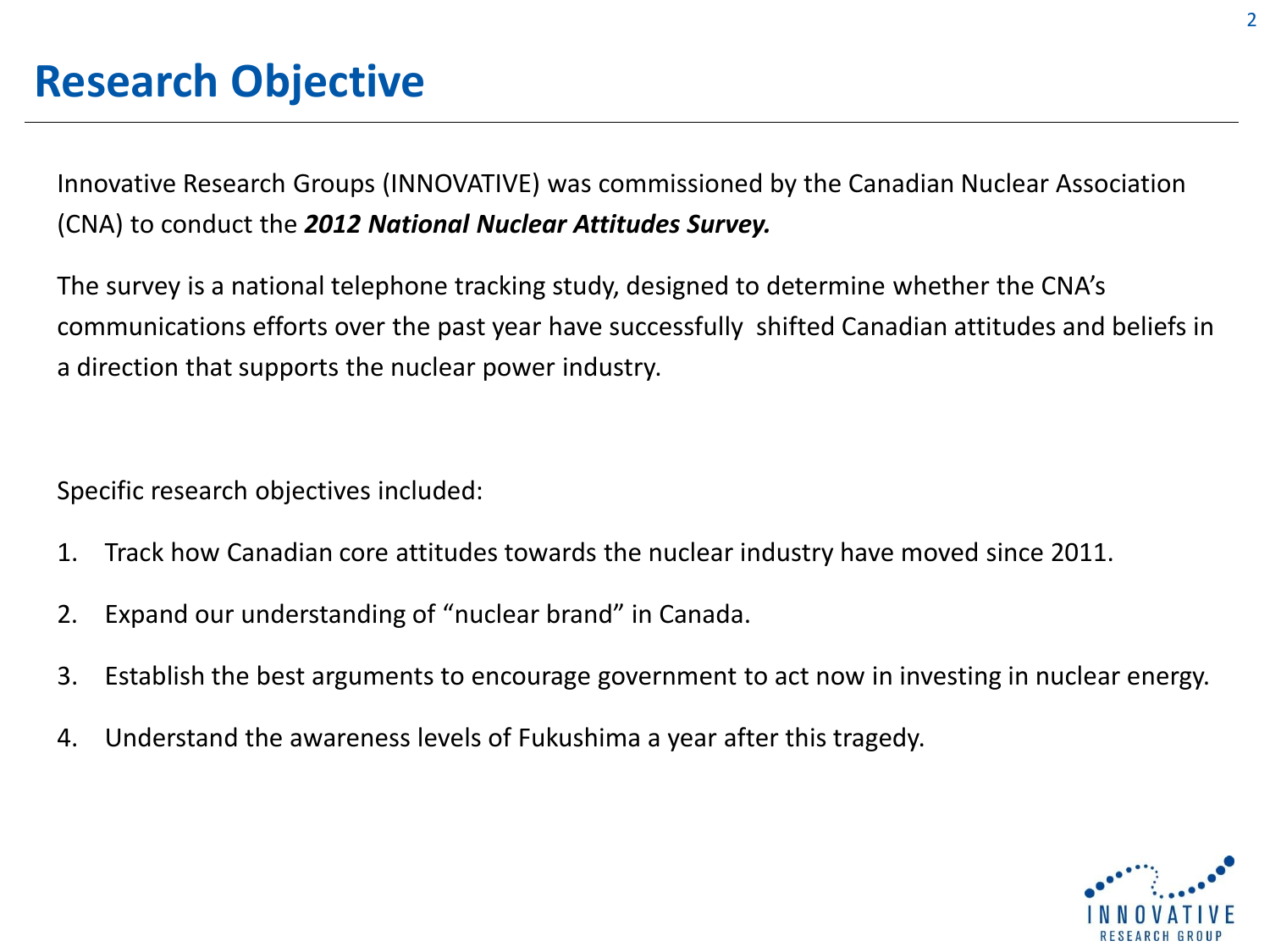# Research Objective

Innovative Research Groups (INNOVATIVE) was commissioned by the Canadian Nuclear Association (CNA) to conduct the ***2012 National Nuclear Attitudes Survey.***

The survey is a national telephone tracking study, designed to determine whether the CNA's communications efforts over the past year have successfully shifted Canadian attitudes and beliefs in a direction that supports the nuclear power industry.

Specific research objectives included:

1. Track how Canadian core attitudes towards the nuclear industry have moved since 2011.
2. Expand our understanding of "nuclear brand" in Canada.
3. Establish the best arguments to encourage government to act now in investing in nuclear energy.
4. Understand the awareness levels of Fukushima a year after this tragedy.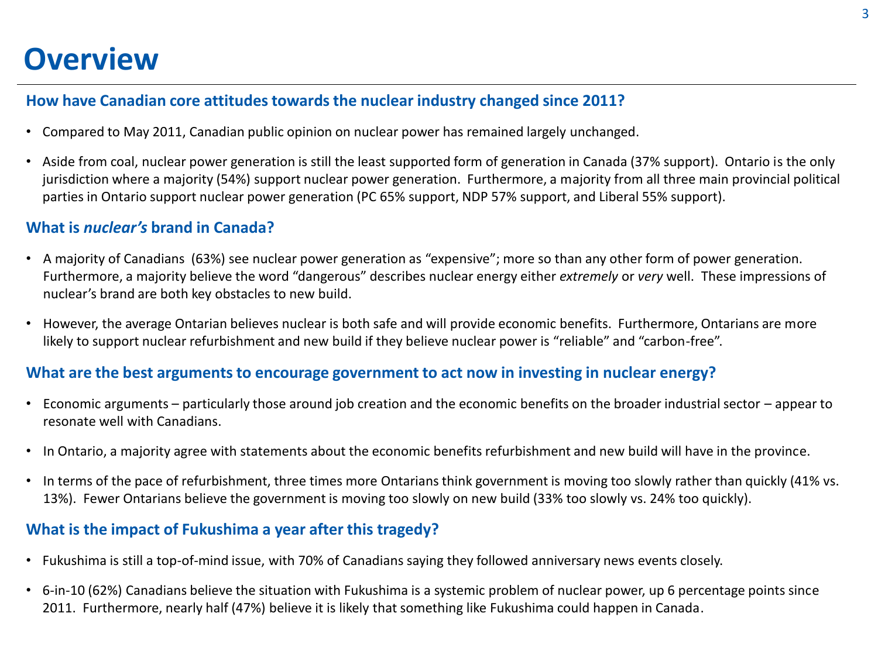# Overview

### How have Canadian core attitudes towards the nuclear industry changed since 2011?

- Compared to May 2011, Canadian public opinion on nuclear power has remained largely unchanged.
- Aside from coal, nuclear power generation is still the least supported form of generation in Canada (37% support). Ontario is the only jurisdiction where a majority (54%) support nuclear power generation. Furthermore, a majority from all three main provincial political parties in Ontario support nuclear power generation (PC 65% support, NDP 57% support, and Liberal 55% support).

### What is *nuclear's* brand in Canada?

- A majority of Canadians (63%) see nuclear power generation as "expensive"; more so than any other form of power generation. Furthermore, a majority believe the word "dangerous" describes nuclear energy either *extremely* or *very* well. These impressions of nuclear's brand are both key obstacles to new build.
- However, the average Ontarian believes nuclear is both safe and will provide economic benefits. Furthermore, Ontarians are more likely to support nuclear refurbishment and new build if they believe nuclear power is "reliable" and "carbon-free".

### What are the best arguments to encourage government to act now in investing in nuclear energy?

- Economic arguments – particularly those around job creation and the economic benefits on the broader industrial sector – appear to resonate well with Canadians.
- In Ontario, a majority agree with statements about the economic benefits refurbishment and new build will have in the province.
- In terms of the pace of refurbishment, three times more Ontarians think government is moving too slowly rather than quickly (41% vs. 13%). Fewer Ontarians believe the government is moving too slowly on new build (33% too slowly vs. 24% too quickly).

### What is the impact of Fukushima a year after this tragedy?

- Fukushima is still a top-of-mind issue, with 70% of Canadians saying they followed anniversary news events closely.
- 6-in-10 (62%) Canadians believe the situation with Fukushima is a systemic problem of nuclear power, up 6 percentage points since 2011. Furthermore, nearly half (47%) believe it is likely that something like Fukushima could happen in Canada.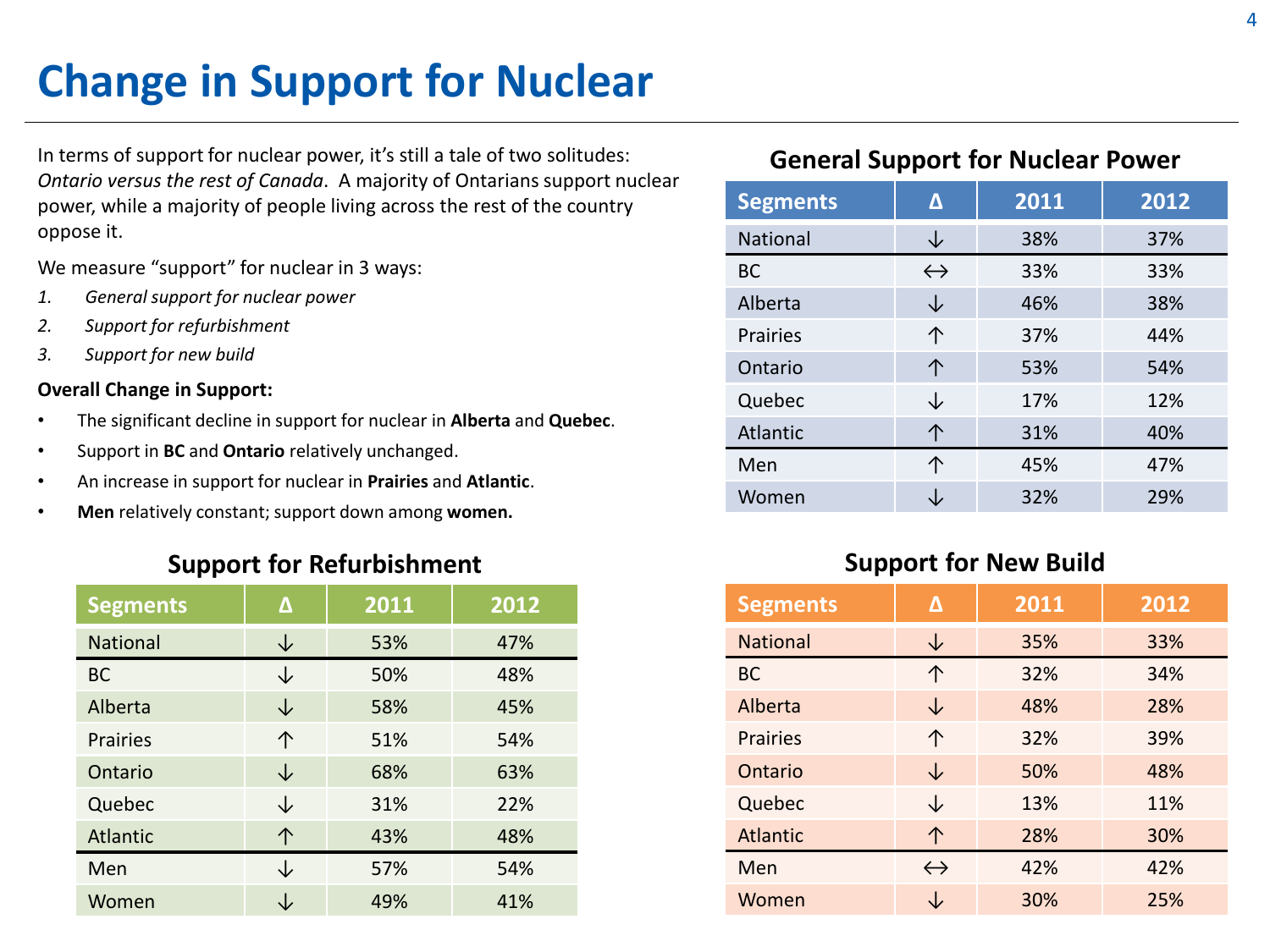# Change in Support for Nuclear

In terms of support for nuclear power, it's still a tale of two solitudes: *Ontario versus the rest of Canada*. A majority of Ontarians support nuclear power, while a majority of people living across the rest of the country oppose it.

We measure "support" for nuclear in 3 ways:

1. *General support for nuclear power*
2. *Support for refurbishment*
3. *Support for new build*

**Overall Change in Support:**

- The significant decline in support for nuclear in **Alberta** and **Quebec**.
- Support in **BC** and **Ontario** relatively unchanged.
- An increase in support for nuclear in **Prairies** and **Atlantic**.
- **Men** relatively constant; support down among **women.**

## General Support for Nuclear Power

| Segments | Δ | 2011 | 2012 |
|---|---|---|---|
| National | ↓ | 38% | 37% |
| BC | ↔ | 33% | 33% |
| Alberta | ↓ | 46% | 38% |
| Prairies | ↑ | 37% | 44% |
| Ontario | ↑ | 53% | 54% |
| Quebec | ↓ | 17% | 12% |
| Atlantic | ↑ | 31% | 40% |
| Men | ↑ | 45% | 47% |
| Women | ↓ | 32% | 29% |

## Support for Refurbishment

| Segments | Δ | 2011 | 2012 |
|---|---|---|---|
| National | ↓ | 53% | 47% |
| BC | ↓ | 50% | 48% |
| Alberta | ↓ | 58% | 45% |
| Prairies | ↑ | 51% | 54% |
| Ontario | ↓ | 68% | 63% |
| Quebec | ↓ | 31% | 22% |
| Atlantic | ↑ | 43% | 48% |
| Men | ↓ | 57% | 54% |
| Women | ↓ | 49% | 41% |

## Support for New Build

| Segments | Δ | 2011 | 2012 |
|---|---|---|---|
| National | ↓ | 35% | 33% |
| BC | ↑ | 32% | 34% |
| Alberta | ↓ | 48% | 28% |
| Prairies | ↑ | 32% | 39% |
| Ontario | ↓ | 50% | 48% |
| Quebec | ↓ | 13% | 11% |
| Atlantic | ↑ | 28% | 30% |
| Men | ↔ | 42% | 42% |
| Women | ↓ | 30% | 25% |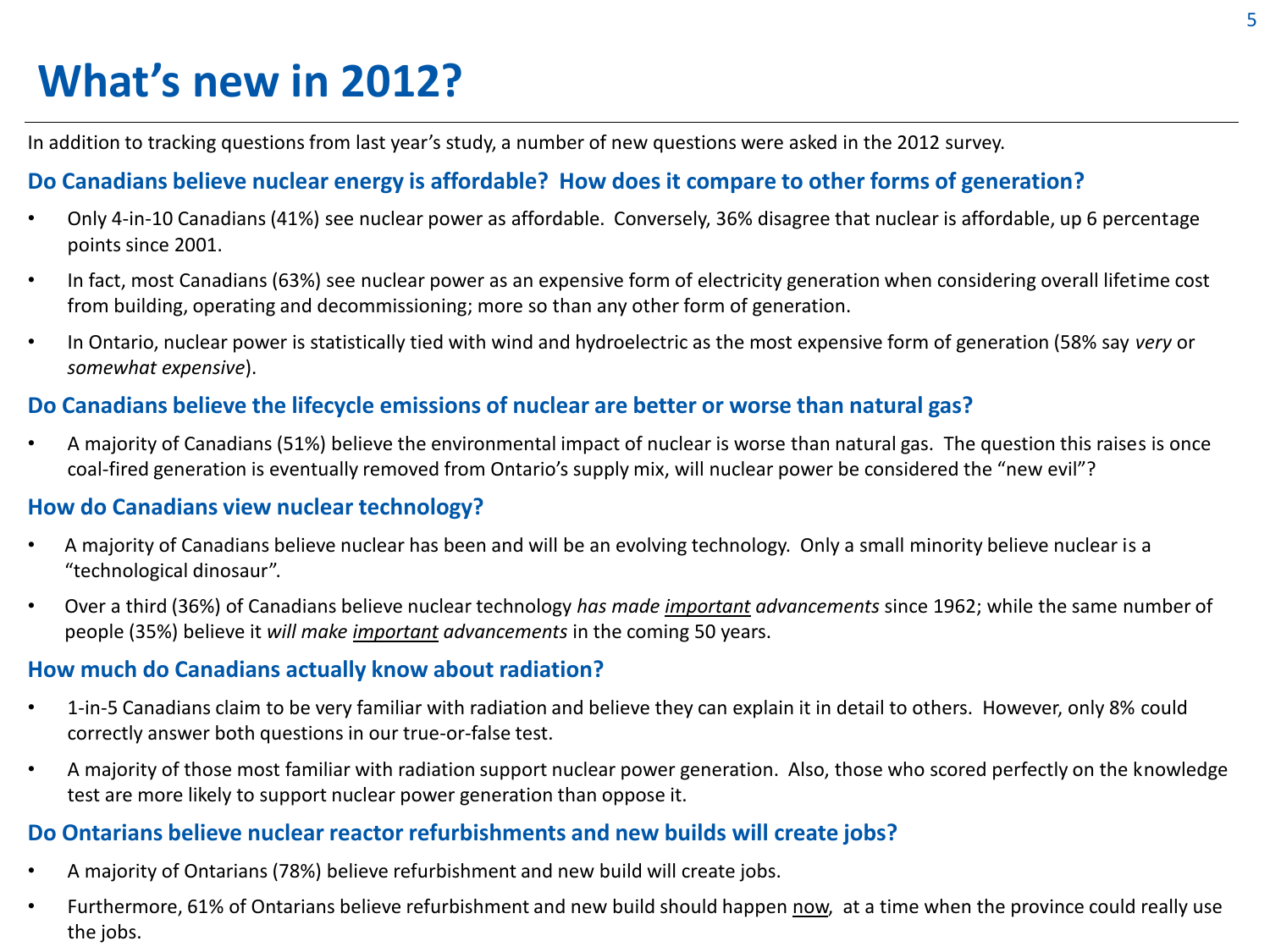# What's new in 2012?

In addition to tracking questions from last year's study, a number of new questions were asked in the 2012 survey.

### Do Canadians believe nuclear energy is affordable? How does it compare to other forms of generation?

- Only 4-in-10 Canadians (41%) see nuclear power as affordable. Conversely, 36% disagree that nuclear is affordable, up 6 percentage points since 2001.
- In fact, most Canadians (63%) see nuclear power as an expensive form of electricity generation when considering overall lifetime cost from building, operating and decommissioning; more so than any other form of generation.
- In Ontario, nuclear power is statistically tied with wind and hydroelectric as the most expensive form of generation (58% say *very* or *somewhat expensive*).

### Do Canadians believe the lifecycle emissions of nuclear are better or worse than natural gas?

- A majority of Canadians (51%) believe the environmental impact of nuclear is worse than natural gas. The question this raises is once coal-fired generation is eventually removed from Ontario's supply mix, will nuclear power be considered the "new evil"?

### How do Canadians view nuclear technology?

- A majority of Canadians believe nuclear has been and will be an evolving technology. Only a small minority believe nuclear is a "technological dinosaur".
- Over a third (36%) of Canadians believe nuclear technology *has made <u>important</u> advancements* since 1962; while the same number of people (35%) believe it *will make <u>important</u> advancements* in the coming 50 years.

### How much do Canadians actually know about radiation?

- 1-in-5 Canadians claim to be very familiar with radiation and believe they can explain it in detail to others. However, only 8% could correctly answer both questions in our true-or-false test.
- A majority of those most familiar with radiation support nuclear power generation. Also, those who scored perfectly on the knowledge test are more likely to support nuclear power generation than oppose it.

### Do Ontarians believe nuclear reactor refurbishments and new builds will create jobs?

- A majority of Ontarians (78%) believe refurbishment and new build will create jobs.
- Furthermore, 61% of Ontarians believe refurbishment and new build should happen <u>now</u>, at a time when the province could really use the jobs.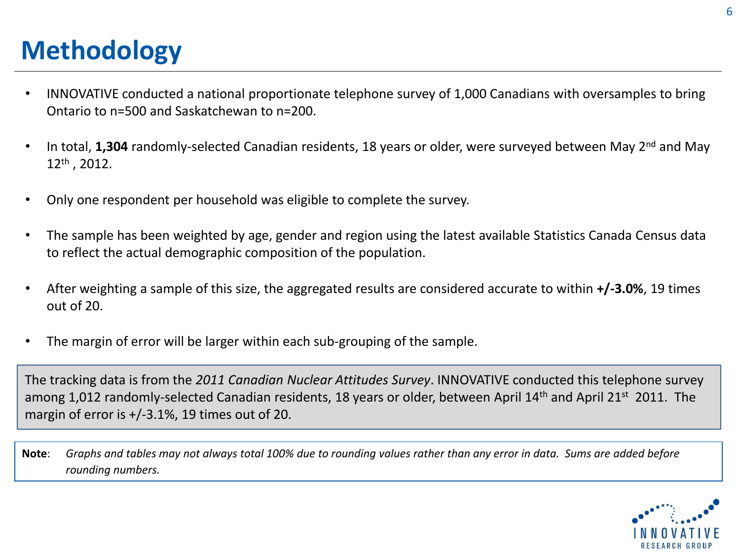# Methodology

- INNOVATIVE conducted a national proportionate telephone survey of 1,000 Canadians with oversamples to bring Ontario to n=500 and Saskatchewan to n=200.
- In total, **1,304** randomly-selected Canadian residents, 18 years or older, were surveyed between May 2nd and May 12th , 2012.
- Only one respondent per household was eligible to complete the survey.
- The sample has been weighted by age, gender and region using the latest available Statistics Canada Census data to reflect the actual demographic composition of the population.
- After weighting a sample of this size, the aggregated results are considered accurate to within **+/-3.0%**, 19 times out of 20.
- The margin of error will be larger within each sub-grouping of the sample.

The tracking data is from the *2011 Canadian Nuclear Attitudes Survey*. INNOVATIVE conducted this telephone survey among 1,012 randomly-selected Canadian residents, 18 years or older, between April 14th and April 21st 2011. The margin of error is +/-3.1%, 19 times out of 20.

**Note**: *Graphs and tables may not always total 100% due to rounding values rather than any error in data. Sums are added before rounding numbers.*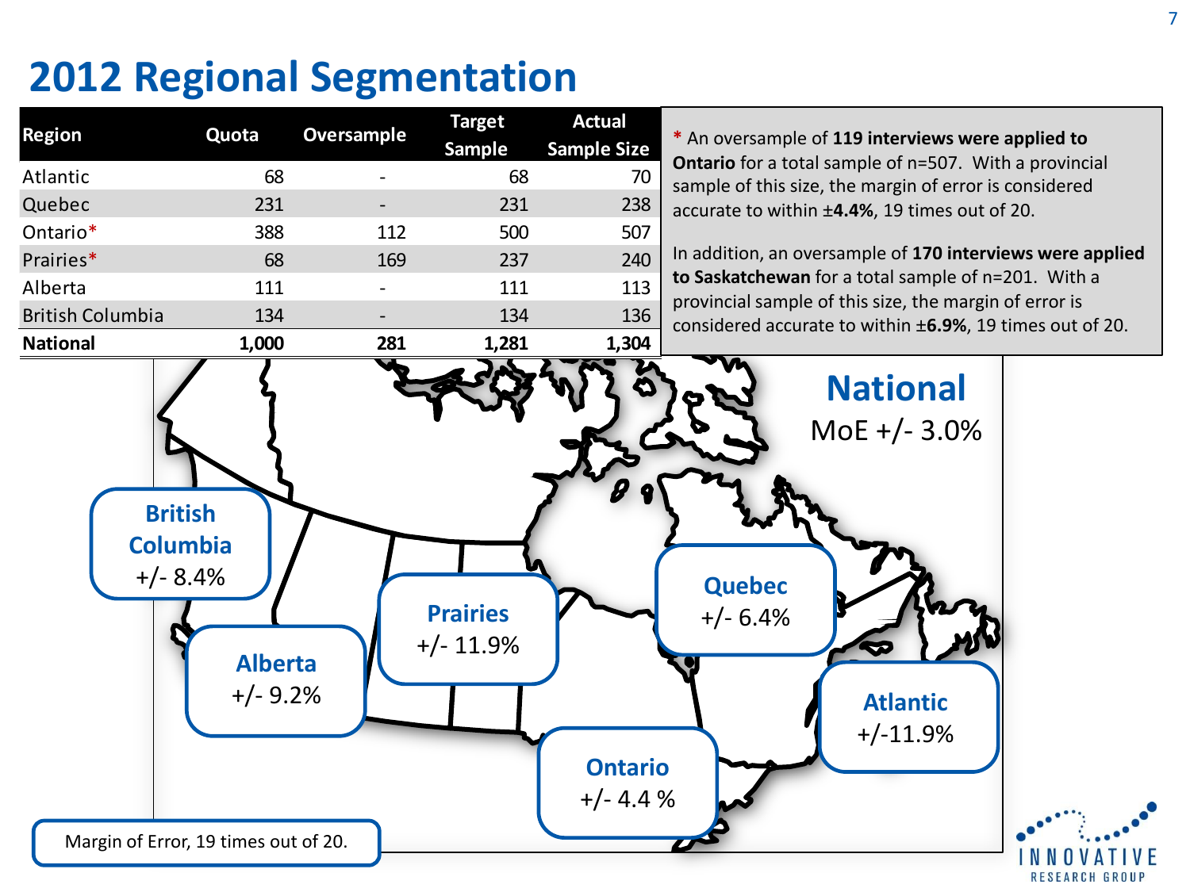# 2012 Regional Segmentation

| Region | Quota | Oversample | Target Sample | Actual Sample Size |
|---|---|---|---|---|
| Atlantic | 68 | - | 68 | 70 |
| Quebec | 231 | - | 231 | 238 |
| Ontario* | 388 | 112 | 500 | 507 |
| Prairies* | 68 | 169 | 237 | 240 |
| Alberta | 111 | - | 111 | 113 |
| British Columbia | 134 | - | 134 | 136 |
| **National** | **1,000** | **281** | **1,281** | **1,304** |

* An oversample of **119 interviews were applied to Ontario** for a total sample of n=507. With a provincial sample of this size, the margin of error is considered accurate to within ±**4.4%**, 19 times out of 20.

In addition, an oversample of **170 interviews were applied to Saskatchewan** for a total sample of n=201. With a provincial sample of this size, the margin of error is considered accurate to within ±**6.9%**, 19 times out of 20.

**National**
MoE +/- 3.0%

**British Columbia**
+/- 8.4%

**Alberta**
+/- 9.2%

**Prairies**
+/- 11.9%

**Quebec**
+/- 6.4%

**Ontario**
+/- 4.4 %

**Atlantic**
+/-11.9%

Margin of Error, 19 times out of 20.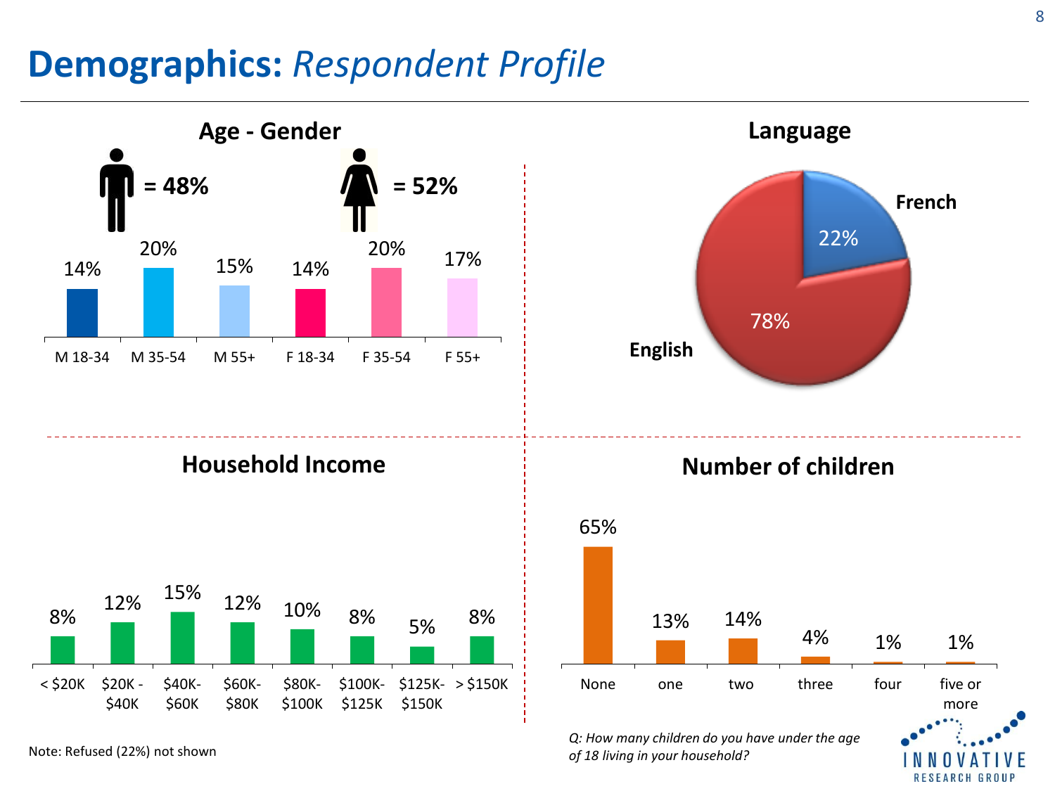# Demographics: *Respondent Profile*

## Age - Gender

Male = 48% | Female = 52%

| M 18-34 | M 35-54 | M 55+ | F 18-34 | F 35-54 | F 55+ |
|---|---|---|---|---|---|
| 14% | 20% | 15% | 14% | 20% | 17% |

## Language

| English | French |
|---|---|
| 78% | 22% |

## Household Income

| < $20K | $20K - $40K | $40K-$60K | $60K-$80K | $80K-$100K | $100K-$125K | $125K-$150K | > $150K |
|---|---|---|---|---|---|---|---|
| 8% | 12% | 15% | 12% | 10% | 8% | 5% | 8% |

Note: Refused (22%) not shown

## Number of children

| None | one | two | three | four | five or more |
|---|---|---|---|---|---|
| 65% | 13% | 14% | 4% | 1% | 1% |

*Q: How many children do you have under the age of 18 living in your household?*

INNOVATIVE RESEARCH GROUP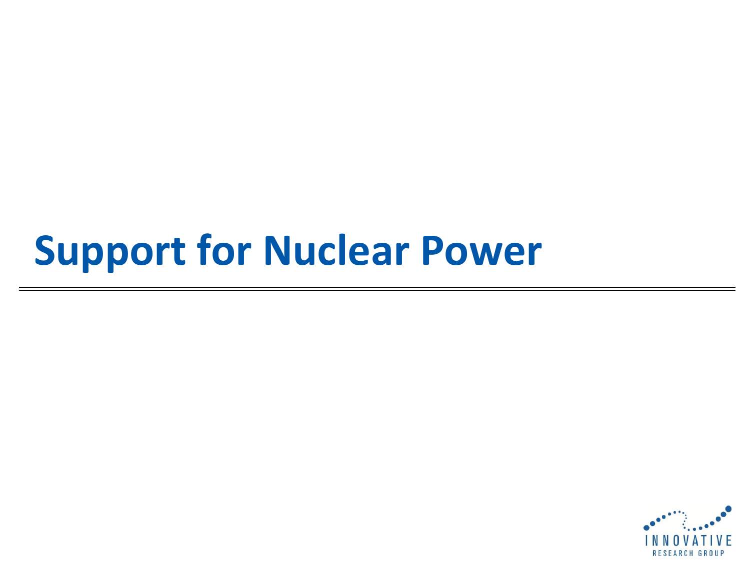# Support for Nuclear Power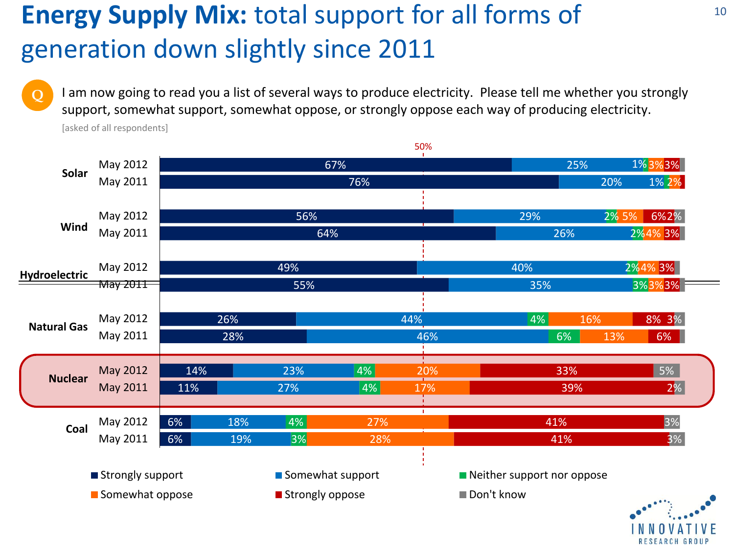# Energy Supply Mix: total support for all forms of generation down slightly since 2011

**Q** I am now going to read you a list of several ways to produce electricity. Please tell me whether you strongly support, somewhat support, somewhat oppose, or strongly oppose each way of producing electricity.

[asked of all respondents]

| Source | Year | Strongly support | Somewhat support | Neither support nor oppose | Somewhat oppose | Strongly oppose | Don't know |
|---|---|---|---|---|---|---|---|
| Solar | May 2012 | 67% | 25% | 1% | 3% | 3% | |
| Solar | May 2011 | 76% | 20% | 1% | 2% | | |
| Wind | May 2012 | 56% | 29% | 2% | 5% | 6% | 2% |
| Wind | May 2011 | 64% | 26% | 2% | 4% | 3% | |
| Hydroelectric | May 2012 | 49% | 40% | 2% | 4% | 3% | |
| Hydroelectric | May 2011 | 55% | 35% | 3% | 3% | 3% | |
| Natural Gas | May 2012 | 26% | 44% | 4% | 16% | 8% | 3% |
| Natural Gas | May 2011 | 28% | 46% | 6% | 13% | 6% | |
| Nuclear | May 2012 | 14% | 23% | 4% | 20% | 33% | 5% |
| Nuclear | May 2011 | 11% | 27% | 4% | 17% | 39% | 2% |
| Coal | May 2012 | 6% | 18% | 4% | 27% | 41% | 3% |
| Coal | May 2011 | 6% | 19% | 3% | 28% | 41% | 3% |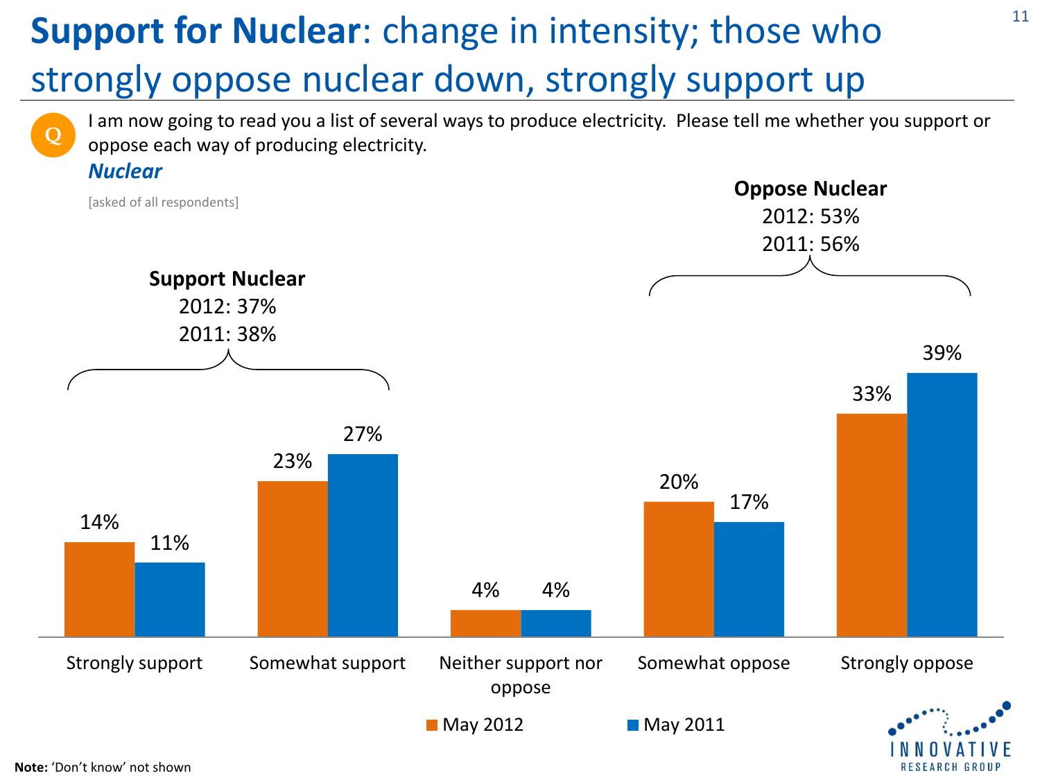# **Support for Nuclear**: change in intensity; those who strongly oppose nuclear down, strongly support up

Q I am now going to read you a list of several ways to produce electricity. Please tell me whether you support or oppose each way of producing electricity.

***Nuclear***

[asked of all respondents]

**Support Nuclear**
2012: 37%
2011: 38%

**Oppose Nuclear**
2012: 53%
2011: 56%

| | May 2012 | May 2011 |
|---|---|---|
| Strongly support | 14% | 11% |
| Somewhat support | 23% | 27% |
| Neither support nor oppose | 4% | 4% |
| Somewhat oppose | 20% | 17% |
| Strongly oppose | 33% | 39% |

**Note:** 'Don't know' not shown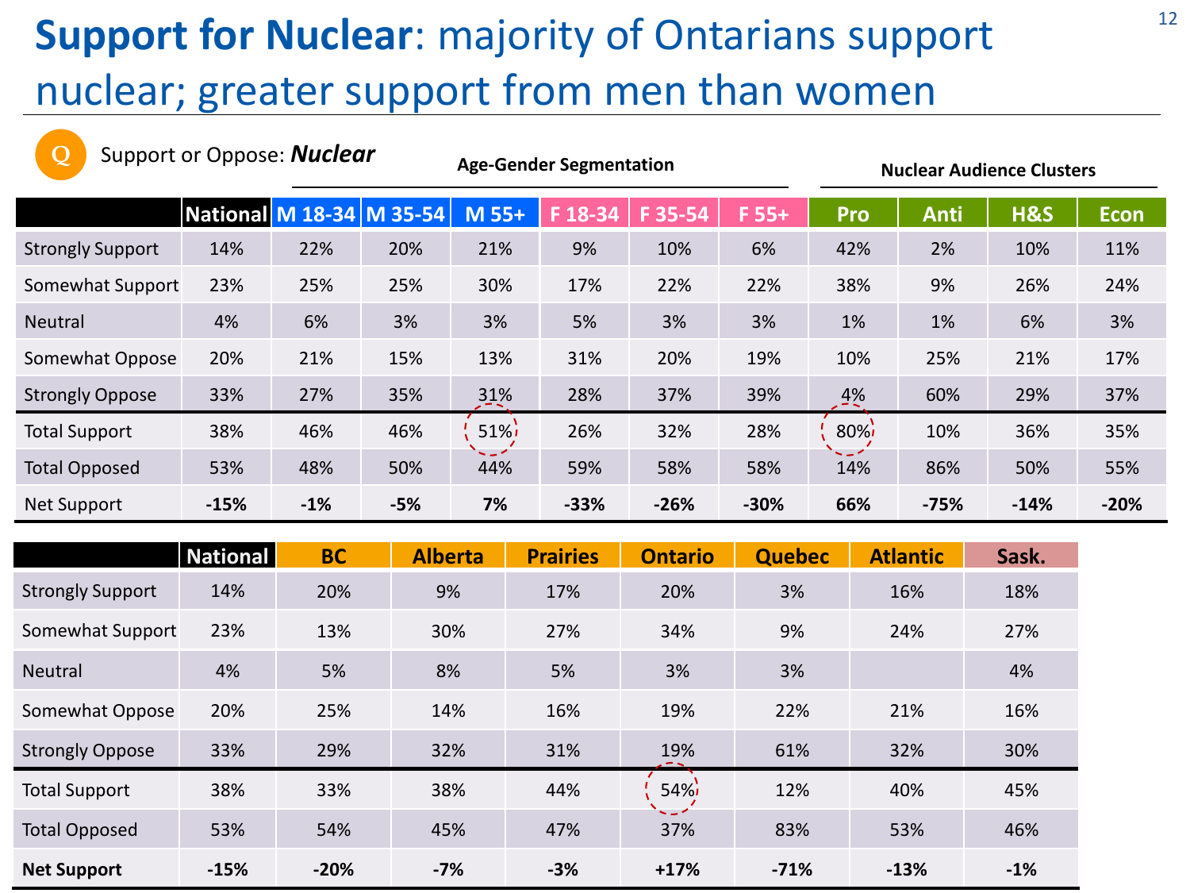# **Support for Nuclear**: majority of Ontarians support nuclear; greater support from men than women

Q Support or Oppose: ***Nuclear***

| | | Age-Gender Segmentation | | | | | | Nuclear Audience Clusters | | | |
|---|---|---|---|---|---|---|---|---|---|---|---|
| | National | M 18-34 | M 35-54 | M 55+ | F 18-34 | F 35-54 | F 55+ | Pro | Anti | H&S | Econ |
| Strongly Support | 14% | 22% | 20% | 21% | 9% | 10% | 6% | 42% | 2% | 10% | 11% |
| Somewhat Support | 23% | 25% | 25% | 30% | 17% | 22% | 22% | 38% | 9% | 26% | 24% |
| Neutral | 4% | 6% | 3% | 3% | 5% | 3% | 3% | 1% | 1% | 6% | 3% |
| Somewhat Oppose | 20% | 21% | 15% | 13% | 31% | 20% | 19% | 10% | 25% | 21% | 17% |
| Strongly Oppose | 33% | 27% | 35% | 31% | 28% | 37% | 39% | 4% | 60% | 29% | 37% |
| Total Support | 38% | 46% | 46% | 51% | 26% | 32% | 28% | 80% | 10% | 36% | 35% |
| Total Opposed | 53% | 48% | 50% | 44% | 59% | 58% | 58% | 14% | 86% | 50% | 55% |
| Net Support | **-15%** | **-1%** | **-5%** | **7%** | **-33%** | **-26%** | **-30%** | **66%** | **-75%** | **-14%** | **-20%** |

| | National | BC | Alberta | Prairies | Ontario | Quebec | Atlantic | Sask. |
|---|---|---|---|---|---|---|---|---|
| Strongly Support | 14% | 20% | 9% | 17% | 20% | 3% | 16% | 18% |
| Somewhat Support | 23% | 13% | 30% | 27% | 34% | 9% | 24% | 27% |
| Neutral | 4% | 5% | 8% | 5% | 3% | 3% | | 4% |
| Somewhat Oppose | 20% | 25% | 14% | 16% | 19% | 22% | 21% | 16% |
| Strongly Oppose | 33% | 29% | 32% | 31% | 19% | 61% | 32% | 30% |
| Total Support | 38% | 33% | 38% | 44% | 54% | 12% | 40% | 45% |
| Total Opposed | 53% | 54% | 45% | 47% | 37% | 83% | 53% | 46% |
| **Net Support** | **-15%** | **-20%** | **-7%** | **-3%** | **+17%** | **-71%** | **-13%** | **-1%** |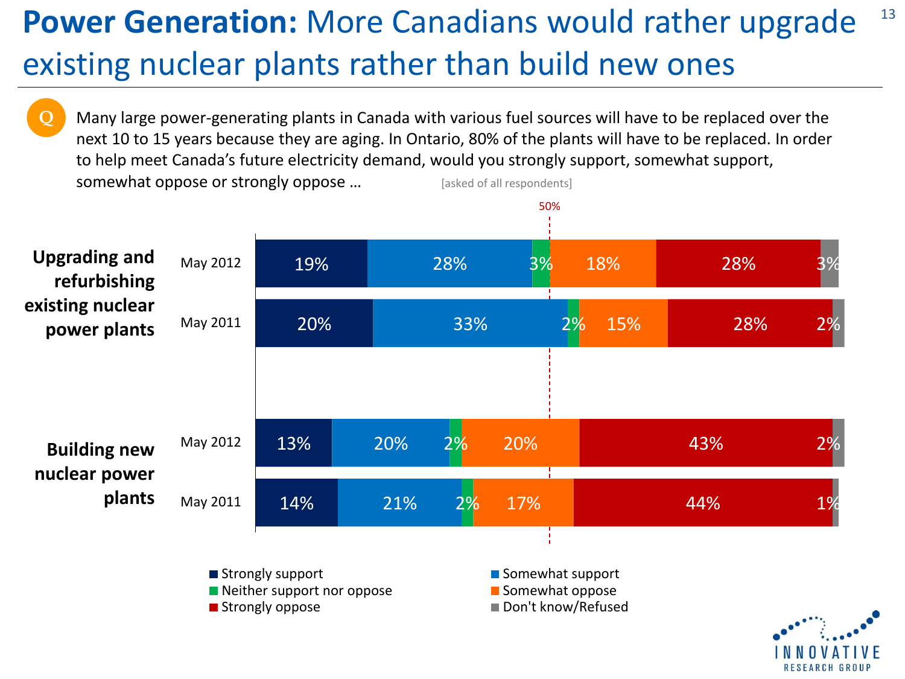# **Power Generation:** More Canadians would rather upgrade existing nuclear plants rather than build new ones

**Q** Many large power-generating plants in Canada with various fuel sources will have to be replaced over the next 10 to 15 years because they are aging. In Ontario, 80% of the plants will have to be replaced. In order to help meet Canada's future electricity demand, would you strongly support, somewhat support, somewhat oppose or strongly oppose … [asked of all respondents]

| | | Strongly support | Somewhat support | Neither support nor oppose | Somewhat oppose | Strongly oppose | Don't know/Refused |
|---|---|---|---|---|---|---|---|
| **Upgrading and refurbishing existing nuclear power plants** | May 2012 | 19% | 28% | 3% | 18% | 28% | 3% |
| | May 2011 | 20% | 33% | 2% | 15% | 28% | 2% |
| **Building new nuclear power plants** | May 2012 | 13% | 20% | 2% | 20% | 43% | 2% |
| | May 2011 | 14% | 21% | 2% | 17% | 44% | 1% |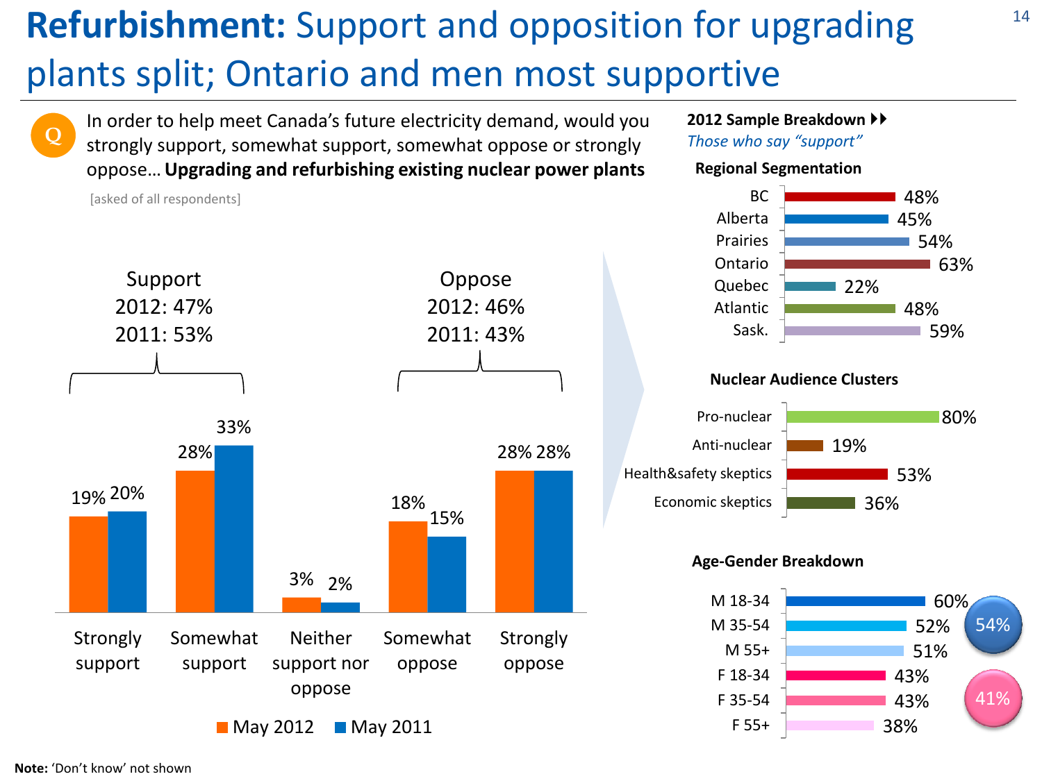# **Refurbishment:** Support and opposition for upgrading plants split; Ontario and men most supportive

Q: In order to help meet Canada's future electricity demand, would you strongly support, somewhat support, somewhat oppose or strongly oppose… **Upgrading and refurbishing existing nuclear power plants**

[asked of all respondents]

**Support** — 2012: 47%, 2011: 53%

**Oppose** — 2012: 46%, 2011: 43%

| | May 2012 | May 2011 |
|---|---|---|
| Strongly support | 19% | 20% |
| Somewhat support | 28% | 33% |
| Neither support nor oppose | 3% | 2% |
| Somewhat oppose | 18% | 15% |
| Strongly oppose | 28% | 28% |

**2012 Sample Breakdown**

*Those who say "support"*

**Regional Segmentation**

| Region | Support |
|---|---|
| BC | 48% |
| Alberta | 45% |
| Prairies | 54% |
| Ontario | 63% |
| Quebec | 22% |
| Atlantic | 48% |
| Sask. | 59% |

**Nuclear Audience Clusters**

| Cluster | Support |
|---|---|
| Pro-nuclear | 80% |
| Anti-nuclear | 19% |
| Health&safety skeptics | 53% |
| Economic skeptics | 36% |

**Age-Gender Breakdown**

| Group | Support |
|---|---|
| M 18-34 | 60% |
| M 35-54 | 52% |
| M 55+ | 51% |
| F 18-34 | 43% |
| F 35-54 | 43% |
| F 55+ | 38% |

Men: 54%; Women: 41%

**Note:** 'Don't know' not shown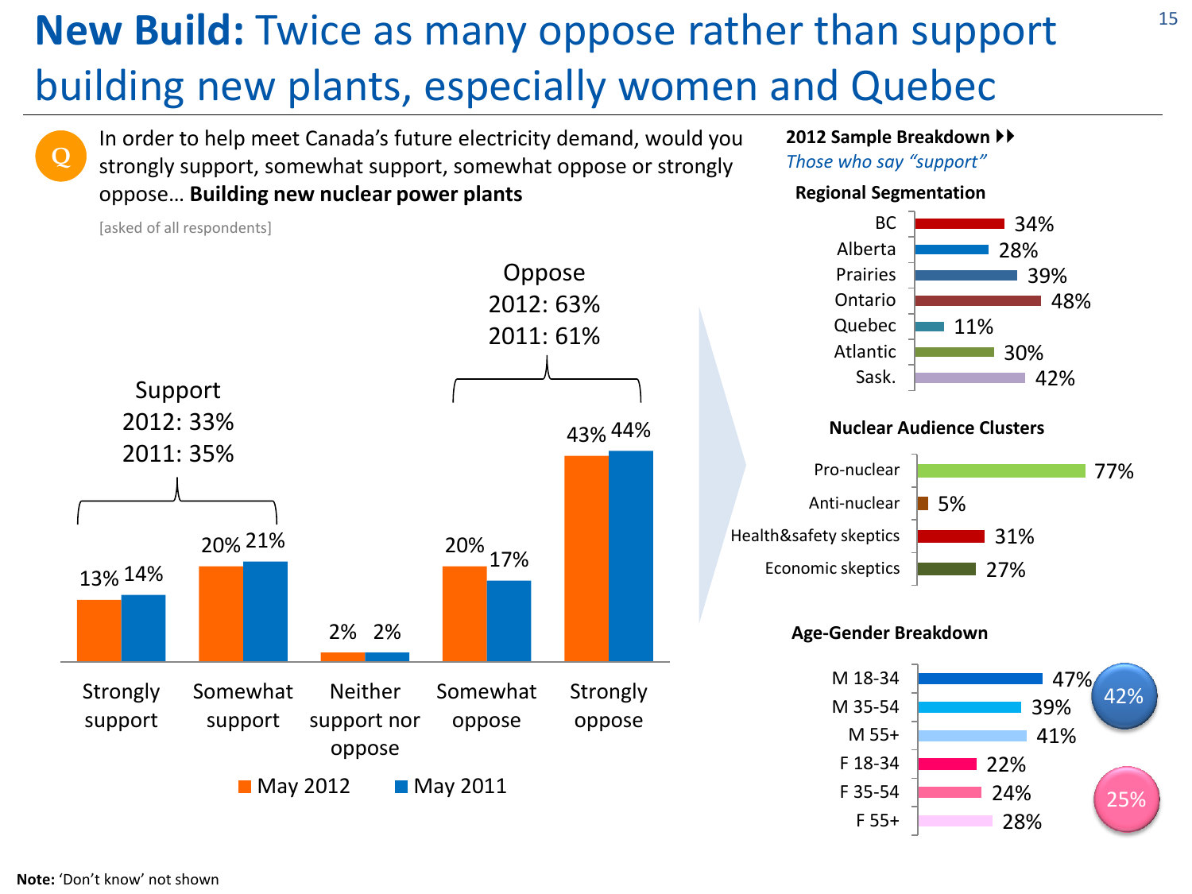# **New Build:** Twice as many oppose rather than support building new plants, especially women and Quebec

**Q:** In order to help meet Canada's future electricity demand, would you strongly support, somewhat support, somewhat oppose or strongly oppose… **Building new nuclear power plants**

[asked of all respondents]

| | May 2012 | May 2011 |
|---|---|---|
| Strongly support | 13% | 14% |
| Somewhat support | 20% | 21% |
| Neither support nor oppose | 2% | 2% |
| Somewhat oppose | 20% | 17% |
| Strongly oppose | 43% | 44% |

Support
2012: 33%
2011: 35%

Oppose
2012: 63%
2011: 61%

**2012 Sample Breakdown**

*Those who say "support"*

**Regional Segmentation**

| Region | Support |
|---|---|
| BC | 34% |
| Alberta | 28% |
| Prairies | 39% |
| Ontario | 48% |
| Quebec | 11% |
| Atlantic | 30% |
| Sask. | 42% |

**Nuclear Audience Clusters**

| Cluster | Support |
|---|---|
| Pro-nuclear | 77% |
| Anti-nuclear | 5% |
| Health&safety skeptics | 31% |
| Economic skeptics | 27% |

**Age-Gender Breakdown**

| Group | Support |
|---|---|
| M 18-34 | 47% |
| M 35-54 | 39% |
| M 55+ | 41% |
| F 18-34 | 22% |
| F 35-54 | 24% |
| F 55+ | 28% |

Males: 42%
Females: 25%

**Note:** 'Don't know' not shown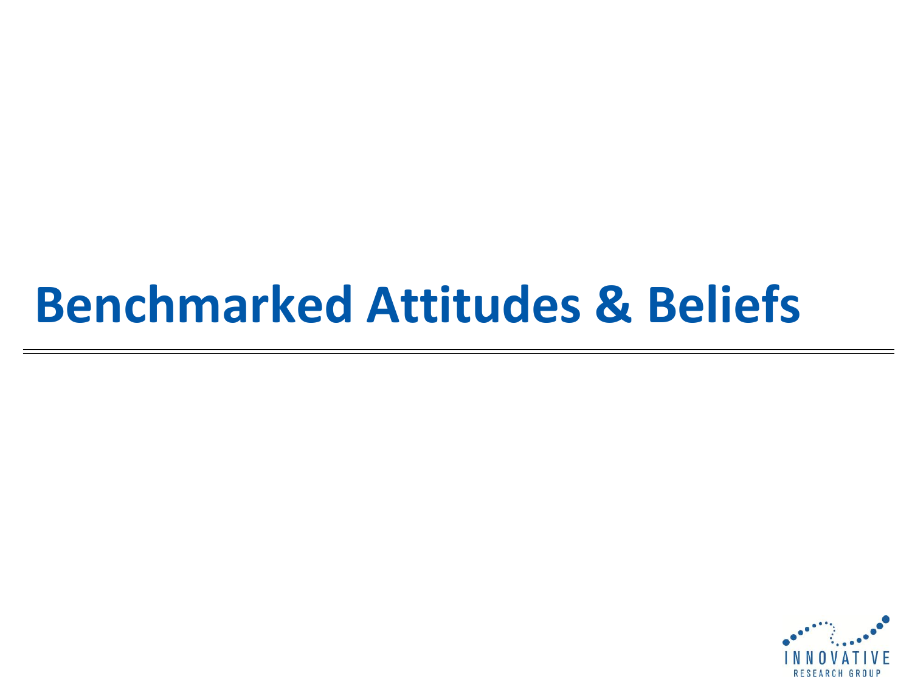# Benchmarked Attitudes & Beliefs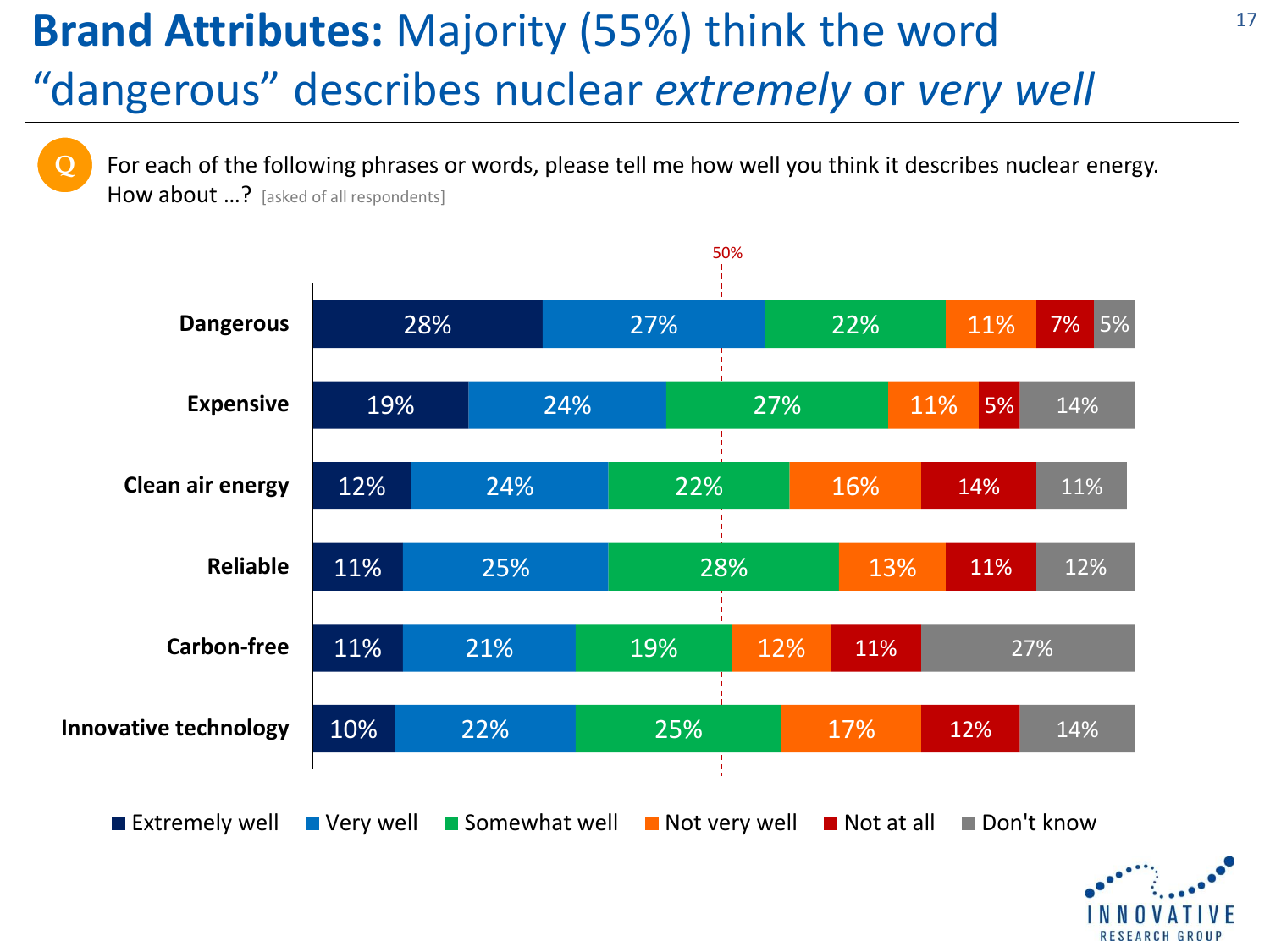# **Brand Attributes:** Majority (55%) think the word "dangerous" describes nuclear *extremely* or *very well*

Q For each of the following phrases or words, please tell me how well you think it describes nuclear energy. How about …? [asked of all respondents]

| | Extremely well | Very well | Somewhat well | Not very well | Not at all | Don't know |
|---|---|---|---|---|---|---|
| Dangerous | 28% | 27% | 22% | 11% | 7% | 5% |
| Expensive | 19% | 24% | 27% | 11% | 5% | 14% |
| Clean air energy | 12% | 24% | 22% | 16% | 14% | 11% |
| Reliable | 11% | 25% | 28% | 13% | 11% | 12% |
| Carbon-free | 11% | 21% | 19% | 12% | 11% | 27% |
| Innovative technology | 10% | 22% | 25% | 17% | 12% | 14% |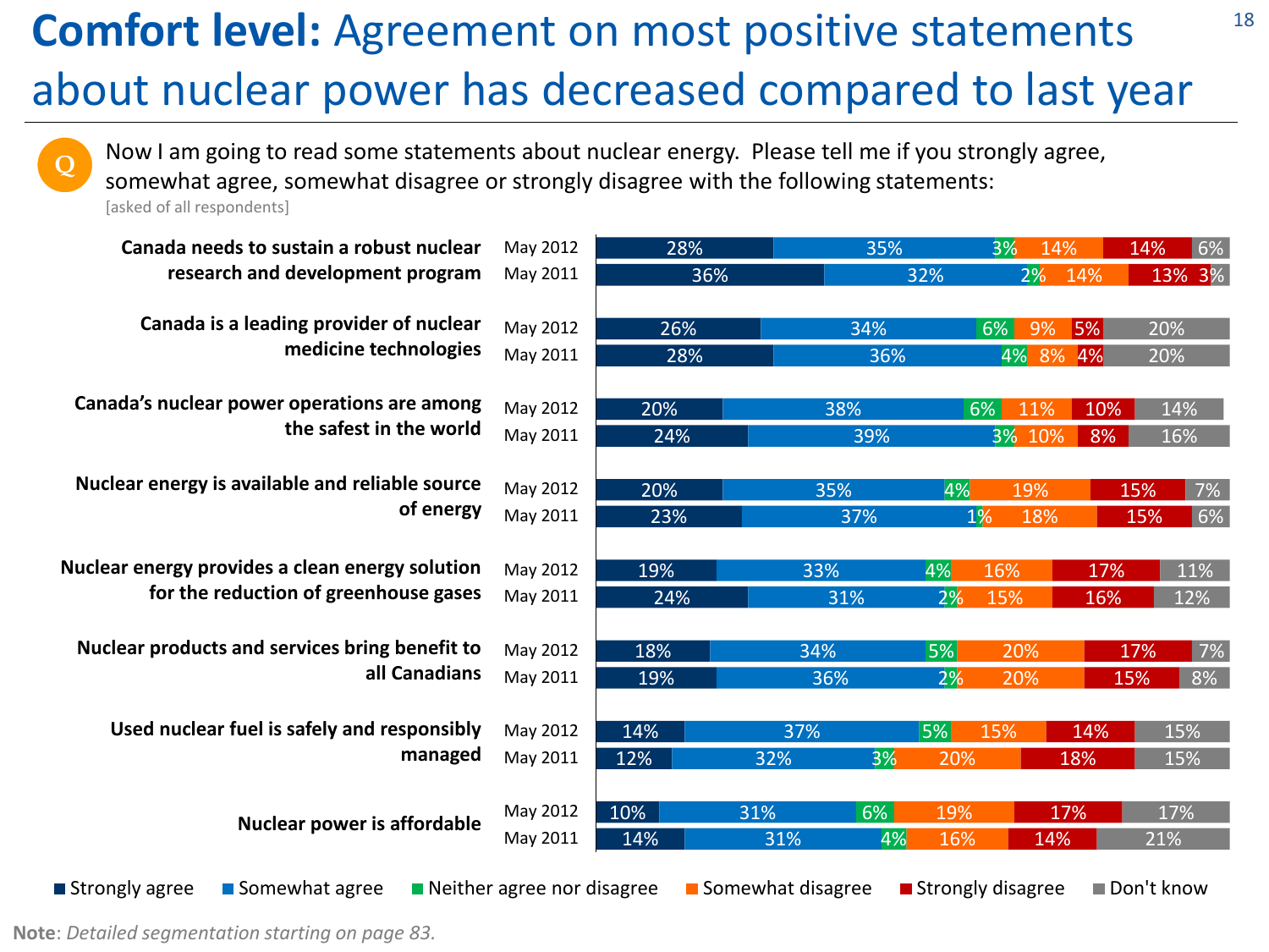# **Comfort level:** Agreement on most positive statements about nuclear power has decreased compared to last year

Now I am going to read some statements about nuclear energy. Please tell me if you strongly agree, somewhat agree, somewhat disagree or strongly disagree with the following statements:

[asked of all respondents]

| Statement | Year | Strongly agree | Somewhat agree | Neither agree nor disagree | Somewhat disagree | Strongly disagree | Don't know |
|---|---|---|---|---|---|---|---|
| Canada needs to sustain a robust nuclear research and development program | May 2012 | 28% | 35% | 3% | 14% | 14% | 6% |
| | May 2011 | 36% | 32% | 2% | 14% | 13% | 3% |
| Canada is a leading provider of nuclear medicine technologies | May 2012 | 26% | 34% | 6% | 9% | 5% | 20% |
| | May 2011 | 28% | 36% | 4% | 8% | 4% | 20% |
| Canada's nuclear power operations are among the safest in the world | May 2012 | 20% | 38% | 6% | 11% | 10% | 14% |
| | May 2011 | 24% | 39% | 3% | 10% | 8% | 16% |
| Nuclear energy is available and reliable source of energy | May 2012 | 20% | 35% | 4% | 19% | 15% | 7% |
| | May 2011 | 23% | 37% | 1% | 18% | 15% | 6% |
| Nuclear energy provides a clean energy solution for the reduction of greenhouse gases | May 2012 | 19% | 33% | 4% | 16% | 17% | 11% |
| | May 2011 | 24% | 31% | 2% | 15% | 16% | 12% |
| Nuclear products and services bring benefit to all Canadians | May 2012 | 18% | 34% | 5% | 20% | 17% | 7% |
| | May 2011 | 19% | 36% | 2% | 20% | 15% | 8% |
| Used nuclear fuel is safely and responsibly managed | May 2012 | 14% | 37% | 5% | 15% | 14% | 15% |
| | May 2011 | 12% | 32% | 3% | 20% | 18% | 15% |
| Nuclear power is affordable | May 2012 | 10% | 31% | 6% | 19% | 17% | 17% |
| | May 2011 | 14% | 31% | 4% | 16% | 14% | 21% |

**Note**: *Detailed segmentation starting on page 83.*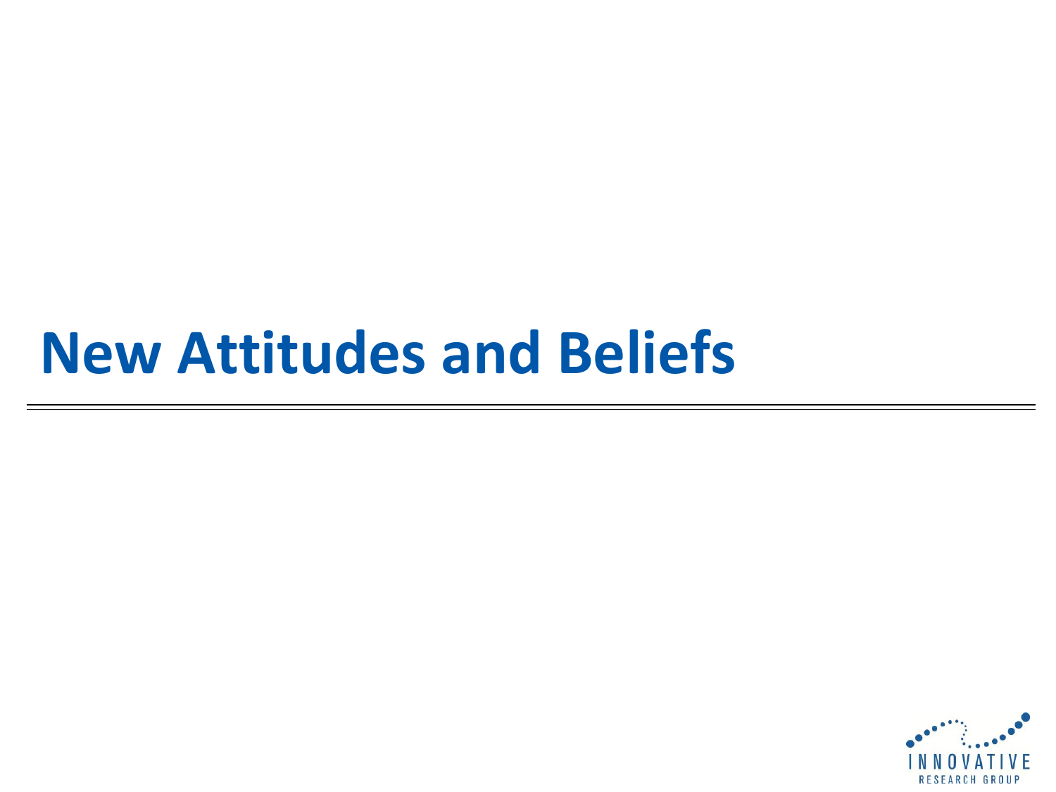# New Attitudes and Beliefs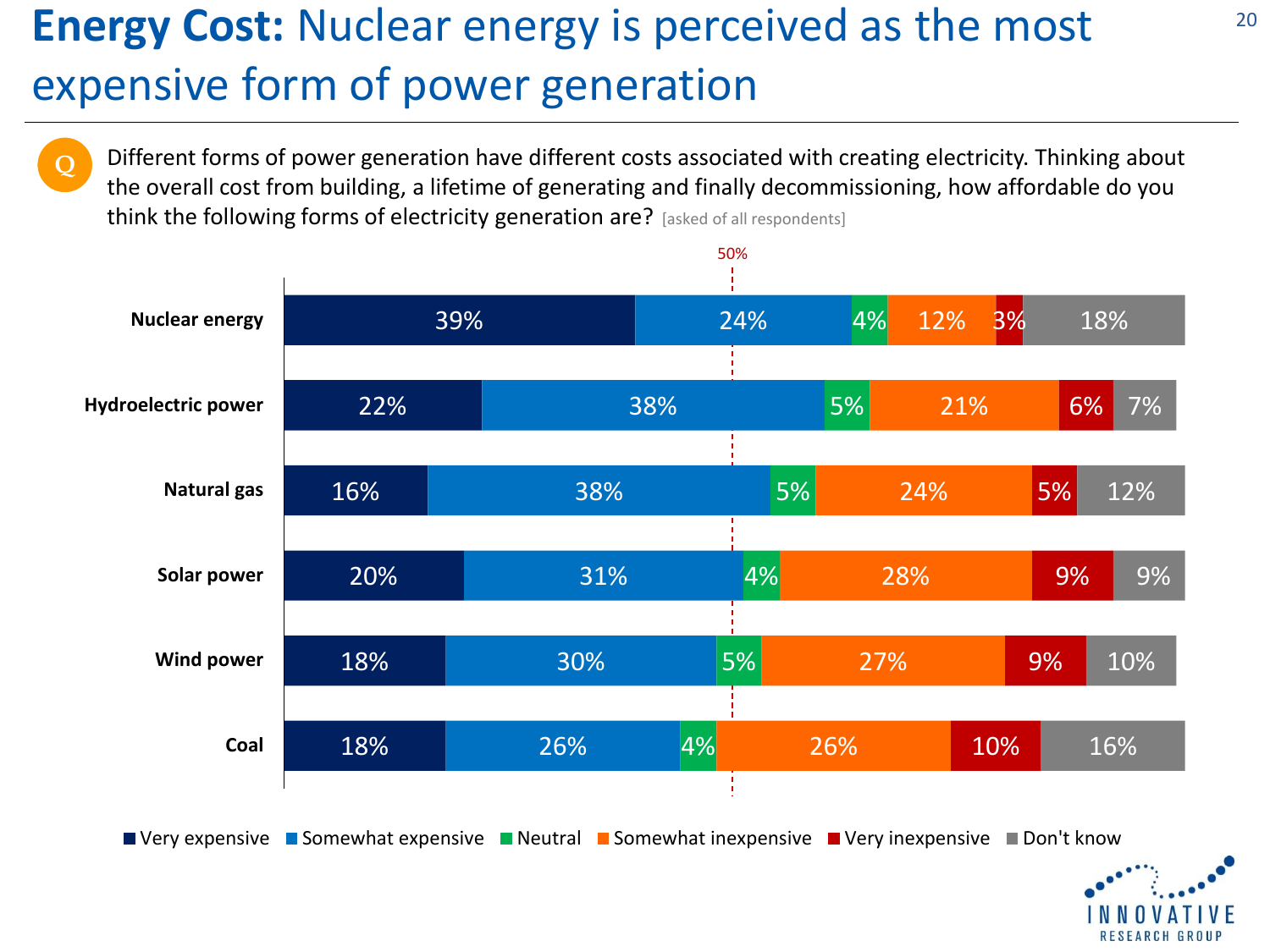# **Energy Cost:** Nuclear energy is perceived as the most expensive form of power generation

**Q** Different forms of power generation have different costs associated with creating electricity. Thinking about the overall cost from building, a lifetime of generating and finally decommissioning, how affordable do you think the following forms of electricity generation are? [asked of all respondents]

| | Very expensive | Somewhat expensive | Neutral | Somewhat inexpensive | Very inexpensive | Don't know |
|---|---|---|---|---|---|---|
| Nuclear energy | 39% | 24% | 4% | 12% | 3% | 18% |
| Hydroelectric power | 22% | 38% | 5% | 21% | 6% | 7% |
| Natural gas | 16% | 38% | 5% | 24% | 5% | 12% |
| Solar power | 20% | 31% | 4% | 28% | 9% | 9% |
| Wind power | 18% | 30% | 5% | 27% | 9% | 10% |
| Coal | 18% | 26% | 4% | 26% | 10% | 16% |

INNOVATIVE RESEARCH GROUP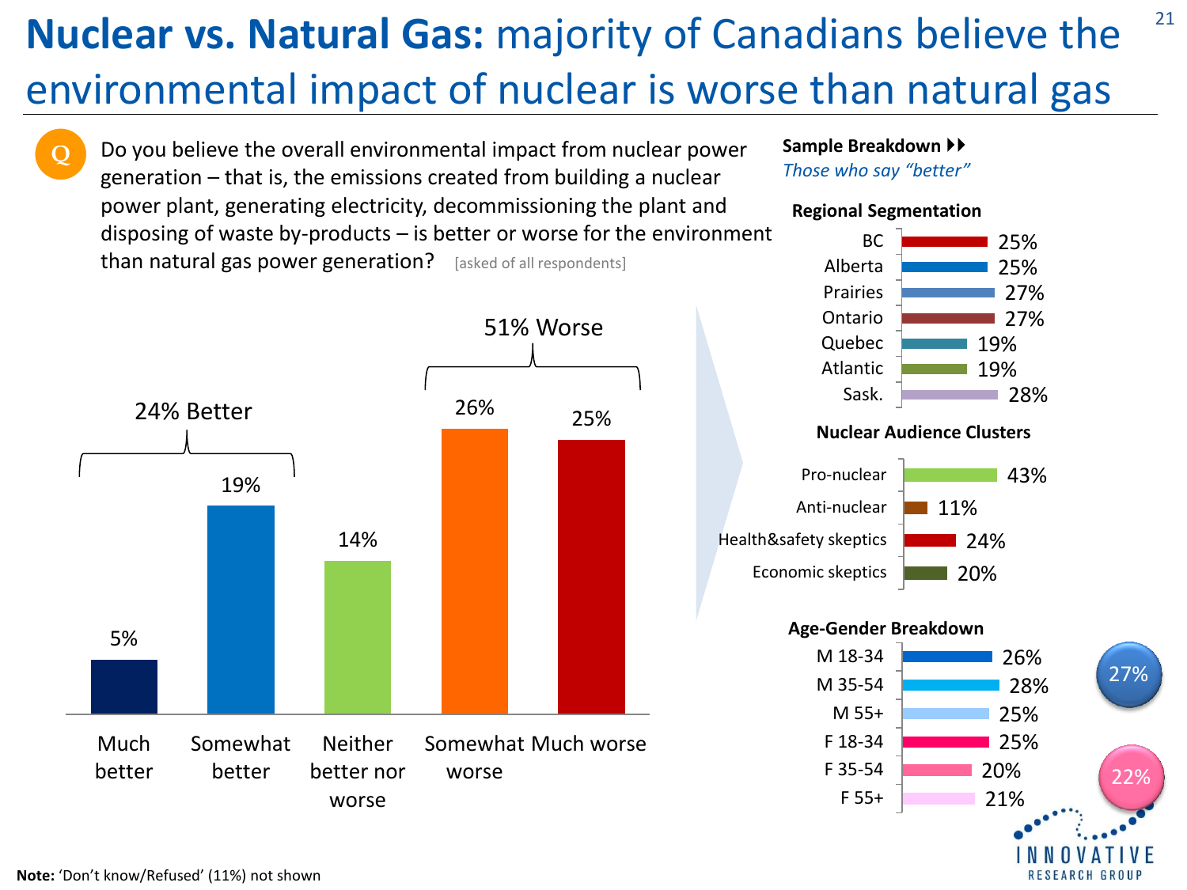# **Nuclear vs. Natural Gas:** majority of Canadians believe the environmental impact of nuclear is worse than natural gas

**Q** Do you believe the overall environmental impact from nuclear power generation – that is, the emissions created from building a nuclear power plant, generating electricity, decommissioning the plant and disposing of waste by-products – is better or worse for the environment than natural gas power generation? [asked of all respondents]

**24% Better** | **51% Worse**

| Response | % |
|---|---|
| Much better | 5% |
| Somewhat better | 19% |
| Neither better nor worse | 14% |
| Somewhat worse | 26% |
| Much worse | 25% |

**Sample Breakdown**
*Those who say "better"*

**Regional Segmentation**

| Region | % |
|---|---|
| BC | 25% |
| Alberta | 25% |
| Prairies | 27% |
| Ontario | 27% |
| Quebec | 19% |
| Atlantic | 19% |
| Sask. | 28% |

**Nuclear Audience Clusters**

| Cluster | % |
|---|---|
| Pro-nuclear | 43% |
| Anti-nuclear | 11% |
| Health&safety skeptics | 24% |
| Economic skeptics | 20% |

**Age-Gender Breakdown**

| Group | % |
|---|---|
| M 18-34 | 26% |
| M 35-54 | 28% |
| M 55+ | 25% |
| F 18-34 | 25% |
| F 35-54 | 20% |
| F 55+ | 21% |

Male: 27% | Female: 22%

**Note:** 'Don't know/Refused' (11%) not shown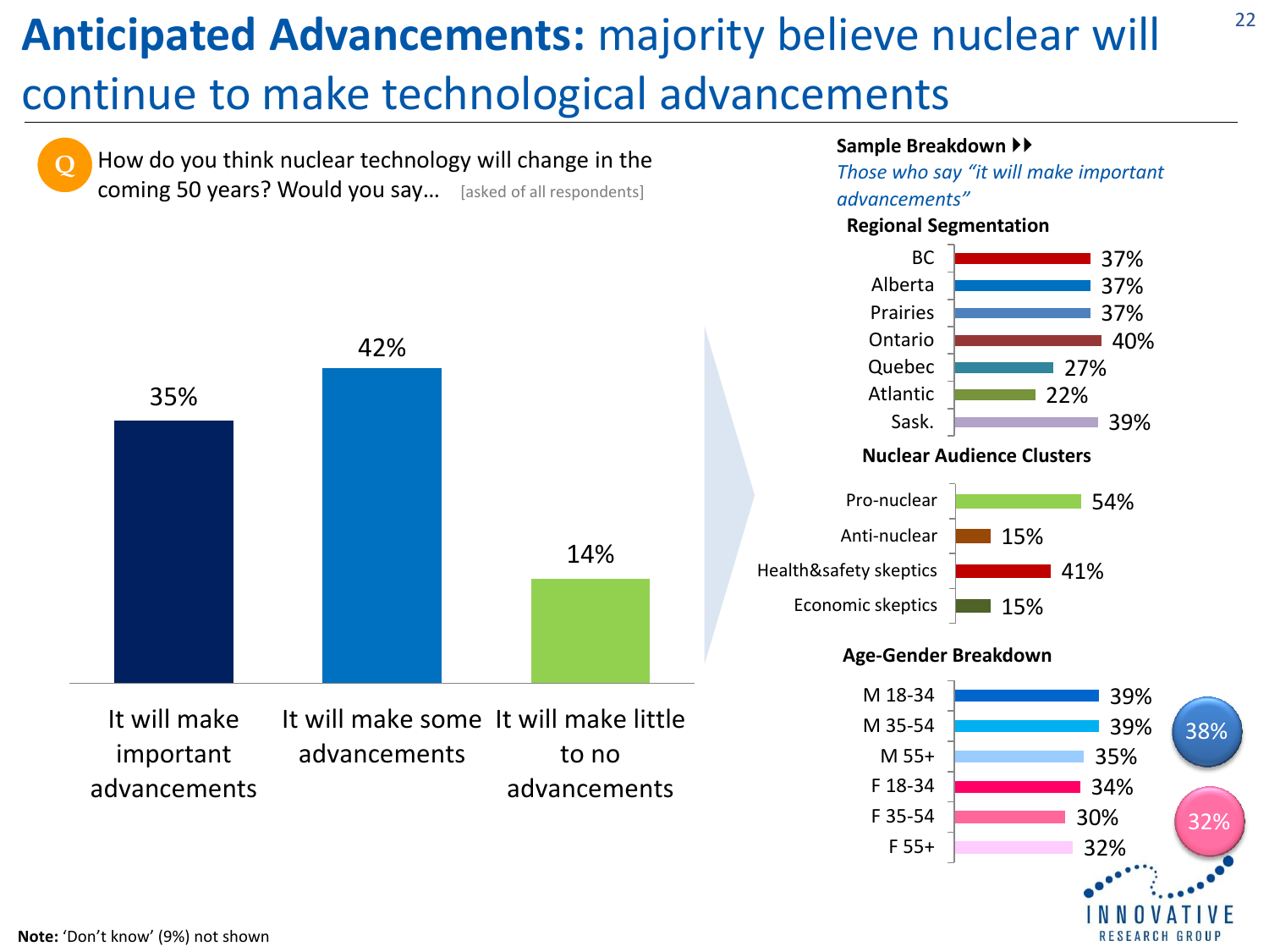# **Anticipated Advancements:** majority believe nuclear will continue to make technological advancements

**Q** How do you think nuclear technology will change in the coming 50 years? Would you say… [asked of all respondents]

| Response | % |
| --- | --- |
| It will make important advancements | 35% |
| It will make some advancements | 42% |
| It will make little to no advancements | 14% |

**Sample Breakdown ▸▸**

*Those who say "it will make important advancements"*

**Regional Segmentation**

| Region | % |
| --- | --- |
| BC | 37% |
| Alberta | 37% |
| Prairies | 37% |
| Ontario | 40% |
| Quebec | 27% |
| Atlantic | 22% |
| Sask. | 39% |

**Nuclear Audience Clusters**

| Cluster | % |
| --- | --- |
| Pro-nuclear | 54% |
| Anti-nuclear | 15% |
| Health&safety skeptics | 41% |
| Economic skeptics | 15% |

**Age-Gender Breakdown**

| Group | % |
| --- | --- |
| M 18-34 | 39% |
| M 35-54 | 39% |
| M 55+ | 35% |
| F 18-34 | 34% |
| F 35-54 | 30% |
| F 55+ | 32% |

Male: 38%
Female: 32%

**Note:** 'Don't know' (9%) not shown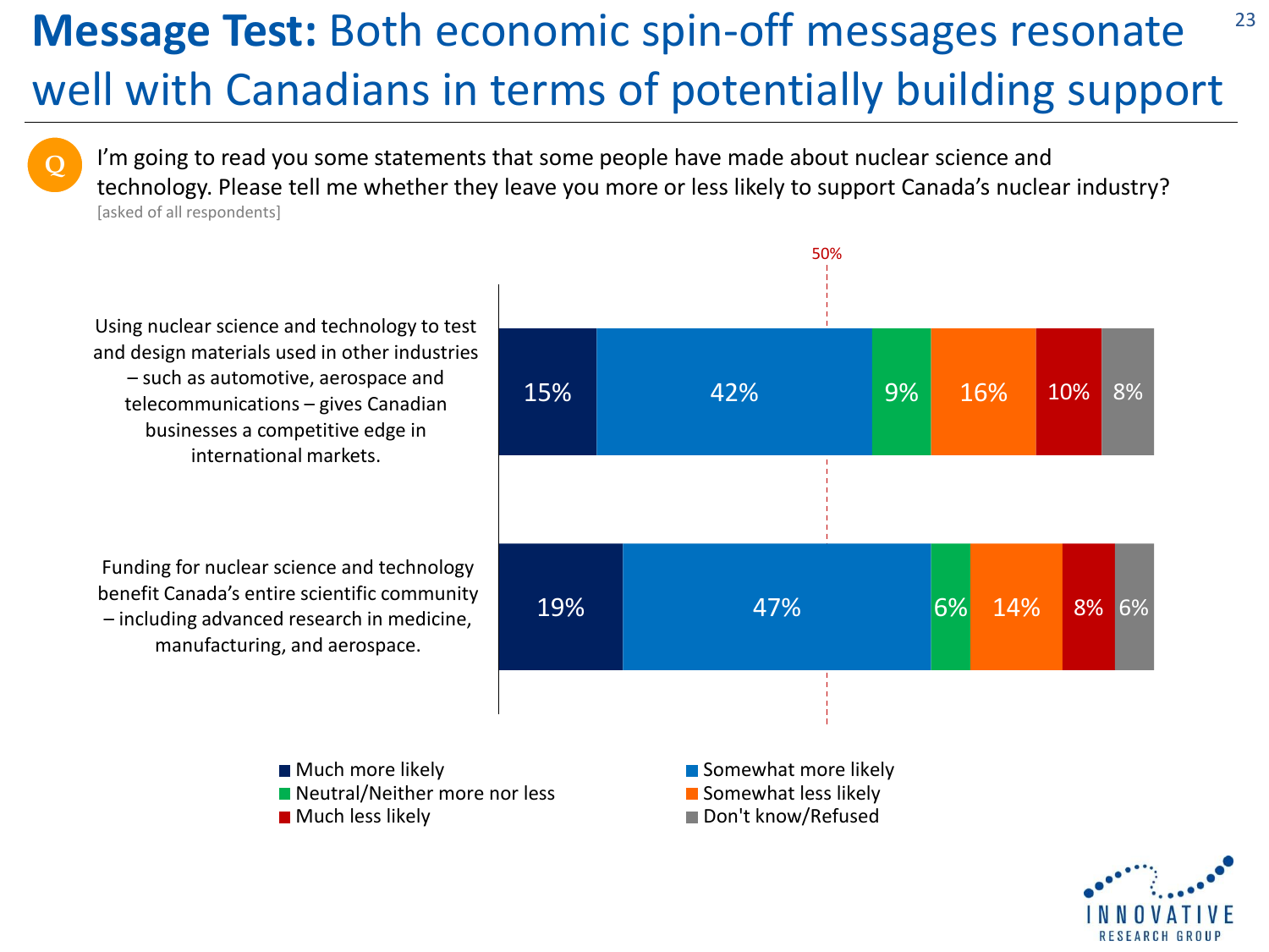# **Message Test:** Both economic spin-off messages resonate well with Canadians in terms of potentially building support

**Q** I'm going to read you some statements that some people have made about nuclear science and technology. Please tell me whether they leave you more or less likely to support Canada's nuclear industry?
[asked of all respondents]

| Statement | Much more likely | Somewhat more likely | Neutral/Neither more nor less | Somewhat less likely | Much less likely | Don't know/Refused |
|---|---|---|---|---|---|---|
| Using nuclear science and technology to test and design materials used in other industries – such as automotive, aerospace and telecommunications – gives Canadian businesses a competitive edge in international markets. | 15% | 42% | 9% | 16% | 10% | 8% |
| Funding for nuclear science and technology benefit Canada's entire scientific community – including advanced research in medicine, manufacturing, and aerospace. | 19% | 47% | 6% | 14% | 8% | 6% |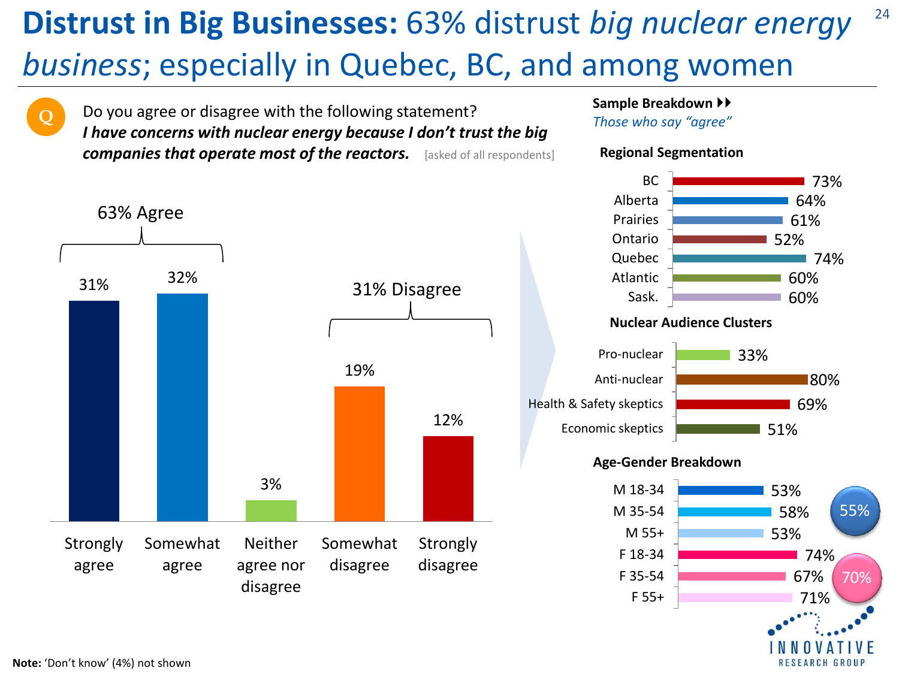# **Distrust in Big Businesses:** 63% distrust *big nuclear energy business*; especially in Quebec, BC, and among women

**Q** Do you agree or disagree with the following statement?
***I have concerns with nuclear energy because I don't trust the big companies that operate most of the reactors.*** [asked of all respondents]

63% Agree | 31% Disagree

| Response | % |
|---|---|
| Strongly agree | 31% |
| Somewhat agree | 32% |
| Neither agree nor disagree | 3% |
| Somewhat disagree | 19% |
| Strongly disagree | 12% |

**Sample Breakdown**
*Those who say "agree"*

**Regional Segmentation**

| Region | % |
|---|---|
| BC | 73% |
| Alberta | 64% |
| Prairies | 61% |
| Ontario | 52% |
| Quebec | 74% |
| Atlantic | 60% |
| Sask. | 60% |

**Nuclear Audience Clusters**

| Cluster | % |
|---|---|
| Pro-nuclear | 33% |
| Anti-nuclear | 80% |
| Health & Safety skeptics | 69% |
| Economic skeptics | 51% |

**Age-Gender Breakdown**

| Group | % |
|---|---|
| M 18-34 | 53% |
| M 35-54 | 58% |
| M 55+ | 53% |
| F 18-34 | 74% |
| F 35-54 | 67% |
| F 55+ | 71% |

Men: 55% | Women: 70%

**Note:** 'Don't know' (4%) not shown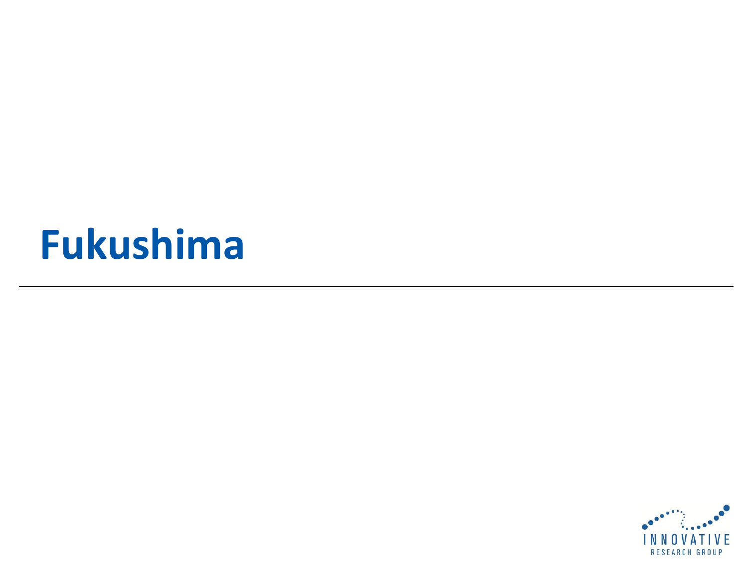# Fukushima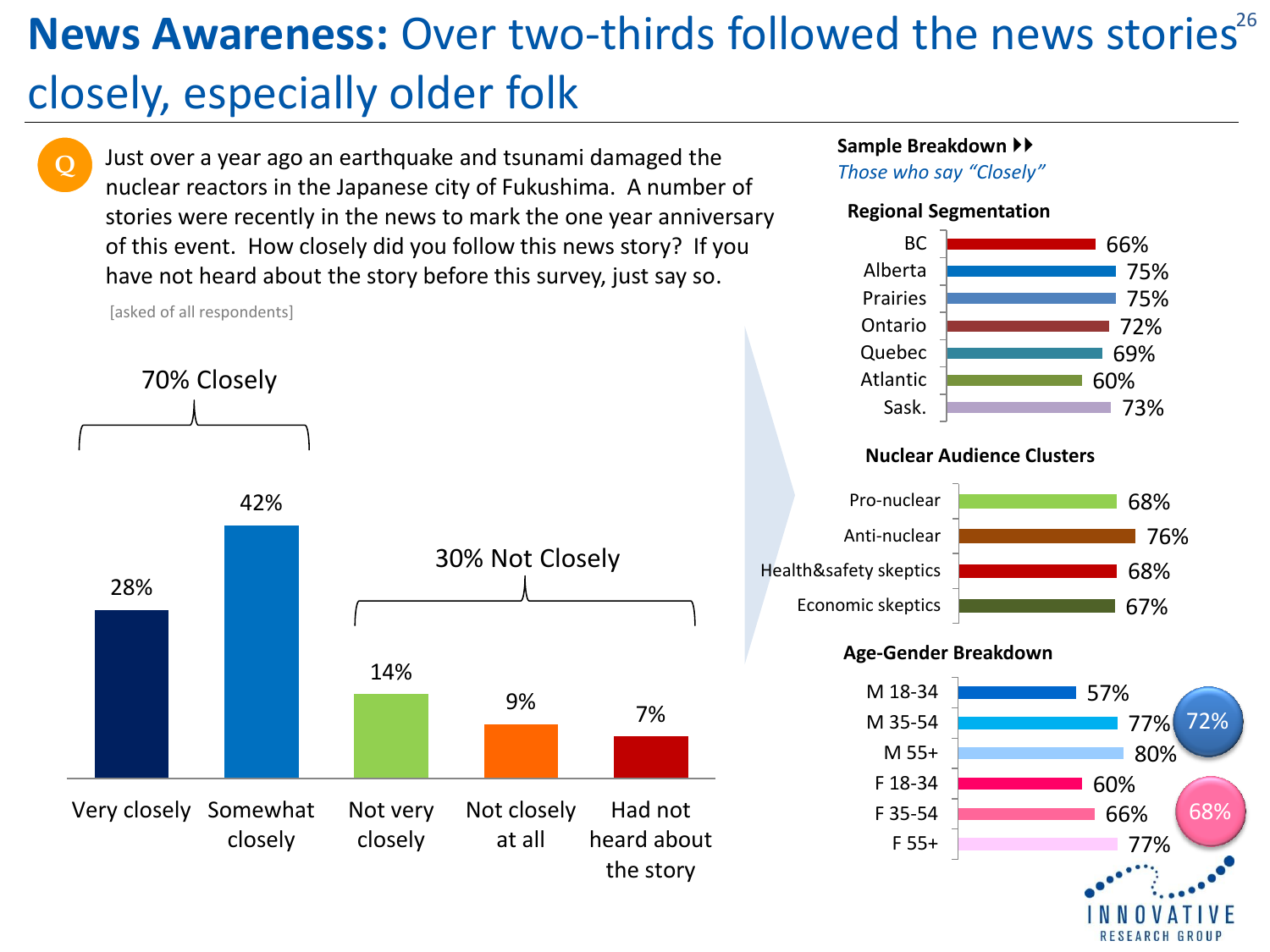# **News Awareness:** Over two-thirds followed the news stories closely, especially older folk

**Q** Just over a year ago an earthquake and tsunami damaged the nuclear reactors in the Japanese city of Fukushima. A number of stories were recently in the news to mark the one year anniversary of this event. How closely did you follow this news story? If you have not heard about the story before this survey, just say so.

[asked of all respondents]

**70% Closely** | **30% Not Closely**

| Response | % |
|---|---|
| Very closely | 28% |
| Somewhat closely | 42% |
| Not very closely | 14% |
| Not closely at all | 9% |
| Had not heard about the story | 7% |

**Sample Breakdown**

*Those who say "Closely"*

**Regional Segmentation**

| Region | % |
|---|---|
| BC | 66% |
| Alberta | 75% |
| Prairies | 75% |
| Ontario | 72% |
| Quebec | 69% |
| Atlantic | 60% |
| Sask. | 73% |

**Nuclear Audience Clusters**

| Cluster | % |
|---|---|
| Pro-nuclear | 68% |
| Anti-nuclear | 76% |
| Health&safety skeptics | 68% |
| Economic skeptics | 67% |

**Age-Gender Breakdown**

| Group | % |
|---|---|
| M 18-34 | 57% |
| M 35-54 | 77% |
| M 55+ | 80% |
| F 18-34 | 60% |
| F 35-54 | 66% |
| F 55+ | 77% |

Male: 72%
Female: 68%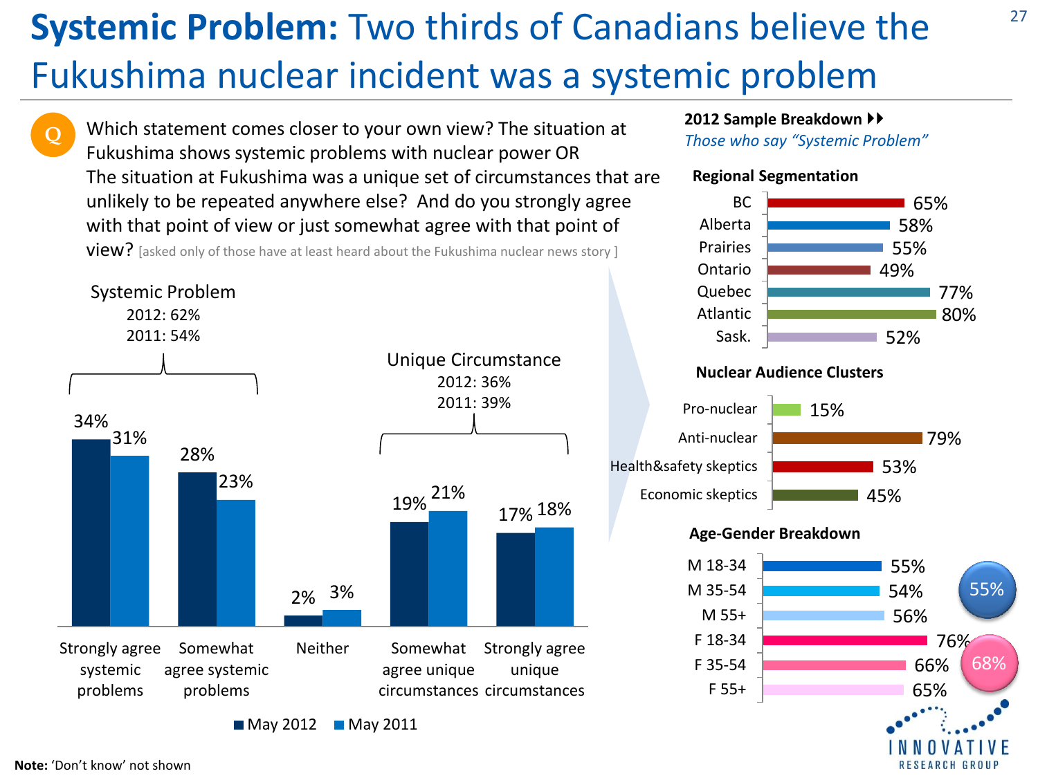# **Systemic Problem:** Two thirds of Canadians believe the Fukushima nuclear incident was a systemic problem

**Q** Which statement comes closer to your own view? The situation at Fukushima shows systemic problems with nuclear power OR The situation at Fukushima was a unique set of circumstances that are unlikely to be repeated anywhere else? And do you strongly agree with that point of view or just somewhat agree with that point of view? [asked only of those have at least heard about the Fukushima nuclear news story ]

Systemic Problem
2012: 62%
2011: 54%

Unique Circumstance
2012: 36%
2011: 39%

| | May 2012 | May 2011 |
|---|---|---|
| Strongly agree systemic problems | 34% | 31% |
| Somewhat agree systemic problems | 28% | 23% |
| Neither | 2% | 3% |
| Somewhat agree unique circumstances | 19% | 21% |
| Strongly agree unique circumstances | 17% | 18% |

**2012 Sample Breakdown ▶▶**
*Those who say "Systemic Problem"*

**Regional Segmentation**

| Region | % |
|---|---|
| BC | 65% |
| Alberta | 58% |
| Prairies | 55% |
| Ontario | 49% |
| Quebec | 77% |
| Atlantic | 80% |
| Sask. | 52% |

**Nuclear Audience Clusters**

| Cluster | % |
|---|---|
| Pro-nuclear | 15% |
| Anti-nuclear | 79% |
| Health&safety skeptics | 53% |
| Economic skeptics | 45% |

**Age-Gender Breakdown**

| Group | % |
|---|---|
| M 18-34 | 55% |
| M 35-54 | 54% |
| M 55+ | 56% |
| F 18-34 | 76% |
| F 35-54 | 66% |
| F 55+ | 65% |

Male: 55%
Female: 68%

**Note:** 'Don't know' not shown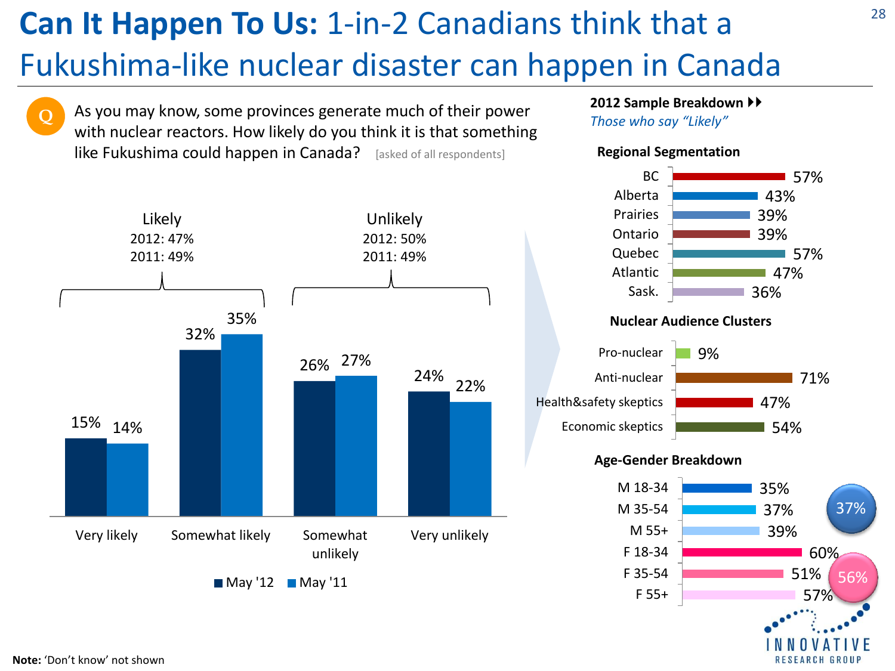# **Can It Happen To Us:** 1-in-2 Canadians think that a Fukushima-like nuclear disaster can happen in Canada

**Q** As you may know, some provinces generate much of their power with nuclear reactors. How likely do you think it is that something like Fukushima could happen in Canada? [asked of all respondents]

**Likely**
2012: 47%
2011: 49%

**Unlikely**
2012: 50%
2011: 49%

| | May '12 | May '11 |
|---|---|---|
| Very likely | 15% | 14% |
| Somewhat likely | 32% | 35% |
| Somewhat unlikely | 26% | 27% |
| Very unlikely | 24% | 22% |

**2012 Sample Breakdown**
*Those who say "Likely"*

**Regional Segmentation**

| Region | % |
|---|---|
| BC | 57% |
| Alberta | 43% |
| Prairies | 39% |
| Ontario | 39% |
| Quebec | 57% |
| Atlantic | 47% |
| Sask. | 36% |

**Nuclear Audience Clusters**

| Cluster | % |
|---|---|
| Pro-nuclear | 9% |
| Anti-nuclear | 71% |
| Health&safety skeptics | 47% |
| Economic skeptics | 54% |

**Age-Gender Breakdown**

| Group | % |
|---|---|
| M 18-34 | 35% |
| M 35-54 | 37% |
| M 55+ | 39% |
| F 18-34 | 60% |
| F 35-54 | 51% |
| F 55+ | 57% |

Men overall: 37%
Women overall: 56%

**Note:** 'Don't know' not shown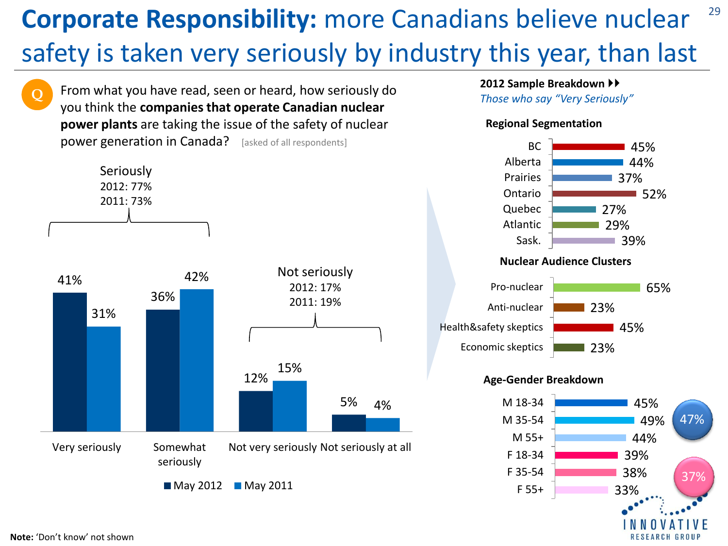# **Corporate Responsibility:** more Canadians believe nuclear safety is taken very seriously by industry this year, than last

Q: From what you have read, seen or heard, how seriously do you think the **companies that operate Canadian nuclear power plants** are taking the issue of the safety of nuclear power generation in Canada? [asked of all respondents]

Seriously
2012: 77%
2011: 73%

Not seriously
2012: 17%
2011: 19%

| | May 2012 | May 2011 |
|---|---|---|
| Very seriously | 41% | 31% |
| Somewhat seriously | 36% | 42% |
| Not very seriously | 12% | 15% |
| Not seriously at all | 5% | 4% |

**2012 Sample Breakdown**
*Those who say "Very Seriously"*

**Regional Segmentation**

| Region | % |
|---|---|
| BC | 45% |
| Alberta | 44% |
| Prairies | 37% |
| Ontario | 52% |
| Quebec | 27% |
| Atlantic | 29% |
| Sask. | 39% |

**Nuclear Audience Clusters**

| Cluster | % |
|---|---|
| Pro-nuclear | 65% |
| Anti-nuclear | 23% |
| Health&safety skeptics | 45% |
| Economic skeptics | 23% |

**Age-Gender Breakdown**

| Group | % |
|---|---|
| M 18-34 | 45% |
| M 35-54 | 49% |
| M 55+ | 44% |
| F 18-34 | 39% |
| F 35-54 | 38% |
| F 55+ | 33% |

Male: 47%
Female: 37%

**Note:** 'Don't know' not shown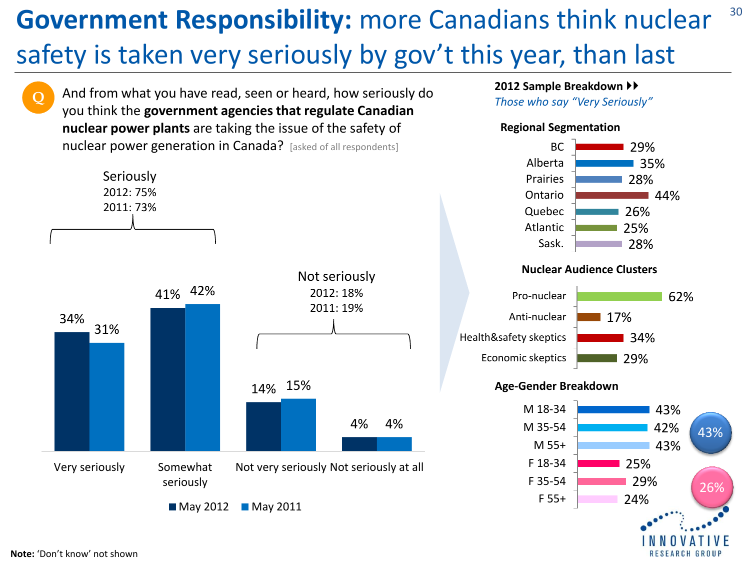# **Government Responsibility:** more Canadians think nuclear safety is taken very seriously by gov't this year, than last

**Q** And from what you have read, seen or heard, how seriously do you think the **government agencies that regulate Canadian nuclear power plants** are taking the issue of the safety of nuclear power generation in Canada? [asked of all respondents]

Seriously
2012: 75%
2011: 73%

Not seriously
2012: 18%
2011: 19%

| | May 2012 | May 2011 |
|---|---|---|
| Very seriously | 34% | 31% |
| Somewhat seriously | 41% | 42% |
| Not very seriously | 14% | 15% |
| Not seriously at all | 4% | 4% |

**2012 Sample Breakdown**
*Those who say "Very Seriously"*

**Regional Segmentation**

| Region | % |
|---|---|
| BC | 29% |
| Alberta | 35% |
| Prairies | 28% |
| Ontario | 44% |
| Quebec | 26% |
| Atlantic | 25% |
| Sask. | 28% |

**Nuclear Audience Clusters**

| Cluster | % |
|---|---|
| Pro-nuclear | 62% |
| Anti-nuclear | 17% |
| Health&safety skeptics | 34% |
| Economic skeptics | 29% |

**Age-Gender Breakdown**

| Group | % |
|---|---|
| M 18-34 | 43% |
| M 35-54 | 42% |
| M 55+ | 43% |
| F 18-34 | 25% |
| F 35-54 | 29% |
| F 55+ | 24% |

Male: 43%
Female: 26%

**Note:** 'Don't know' not shown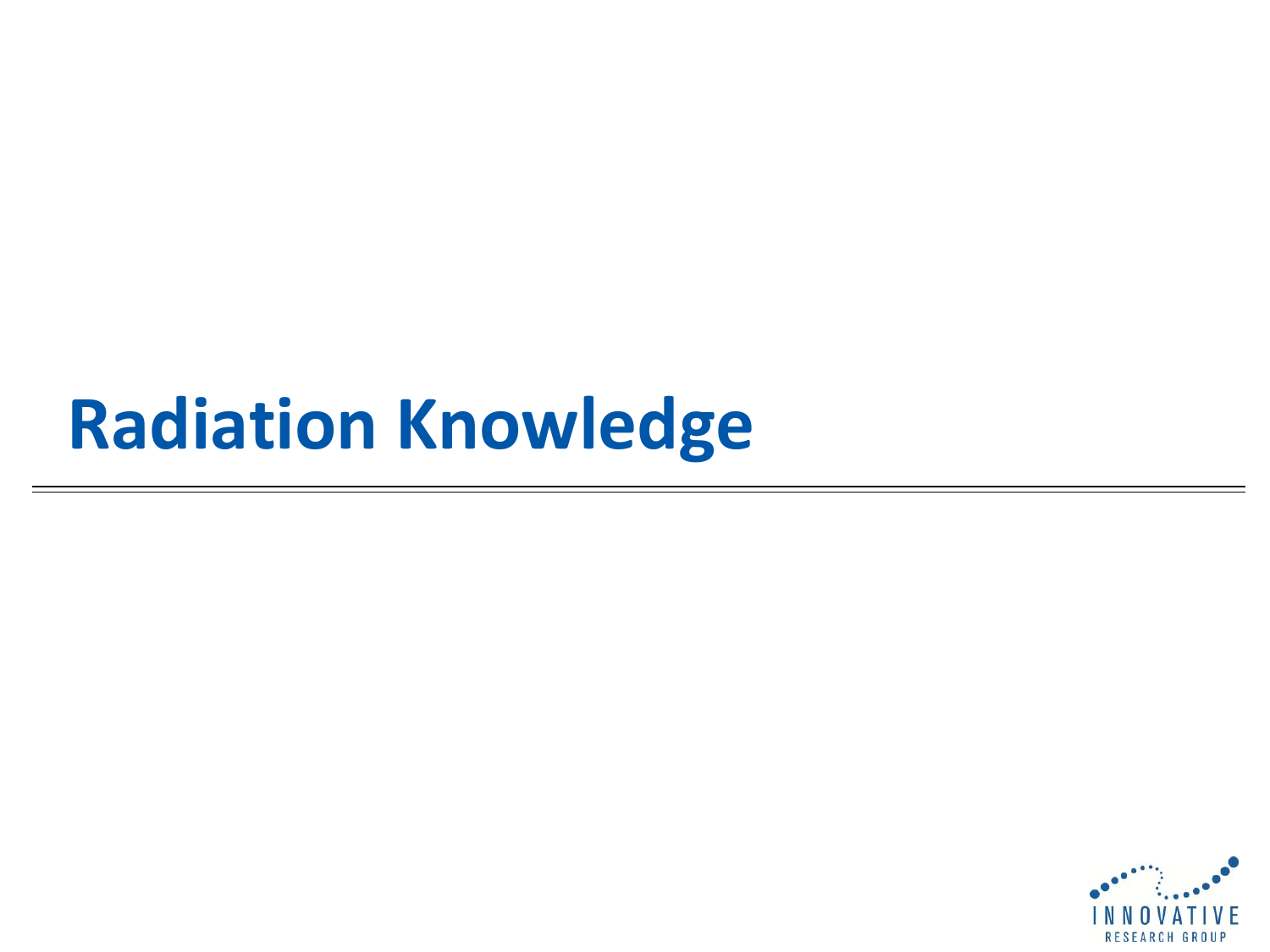# Radiation Knowledge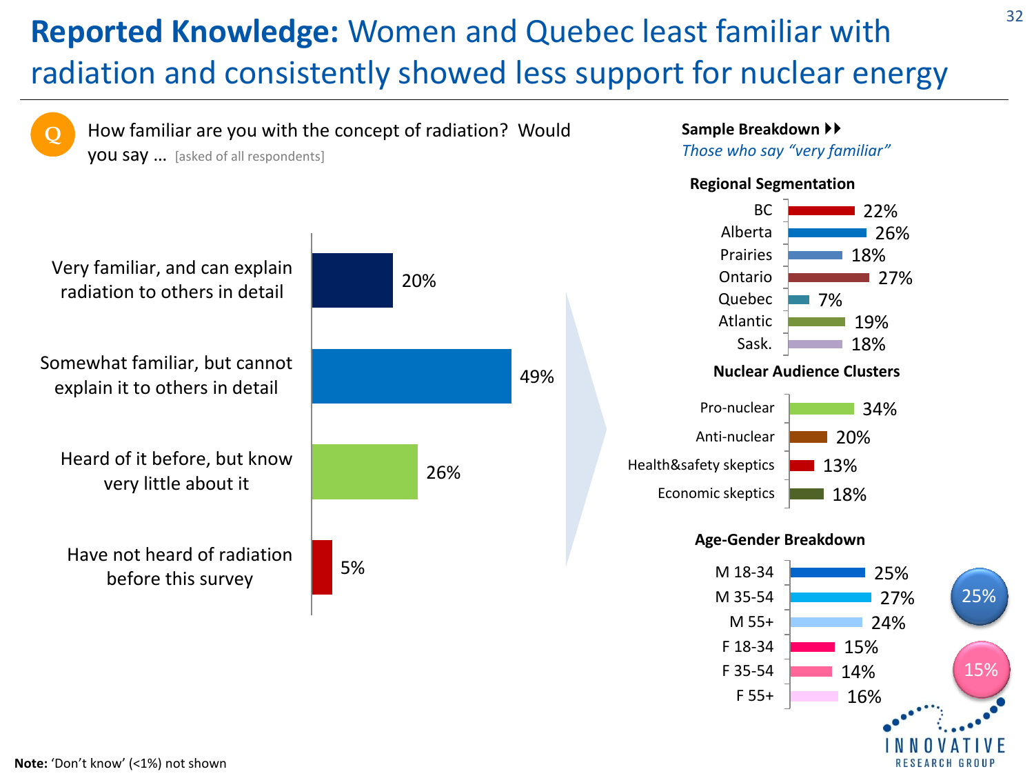# **Reported Knowledge:** Women and Quebec least familiar with radiation and consistently showed less support for nuclear energy

**Q** How familiar are you with the concept of radiation? Would you say … [asked of all respondents]

| Response | % |
|---|---|
| Very familiar, and can explain radiation to others in detail | 20% |
| Somewhat familiar, but cannot explain it to others in detail | 49% |
| Heard of it before, but know very little about it | 26% |
| Have not heard of radiation before this survey | 5% |

**Sample Breakdown**
*Those who say "very familiar"*

**Regional Segmentation**

| Region | % |
|---|---|
| BC | 22% |
| Alberta | 26% |
| Prairies | 18% |
| Ontario | 27% |
| Quebec | 7% |
| Atlantic | 19% |
| Sask. | 18% |

**Nuclear Audience Clusters**

| Cluster | % |
|---|---|
| Pro-nuclear | 34% |
| Anti-nuclear | 20% |
| Health&safety skeptics | 13% |
| Economic skeptics | 18% |

**Age-Gender Breakdown**

| Group | % |
|---|---|
| M 18-34 | 25% |
| M 35-54 | 27% |
| M 55+ | 24% |
| F 18-34 | 15% |
| F 35-54 | 14% |
| F 55+ | 16% |

Male: 25%
Female: 15%

**Note:** 'Don't know' (<1%) not shown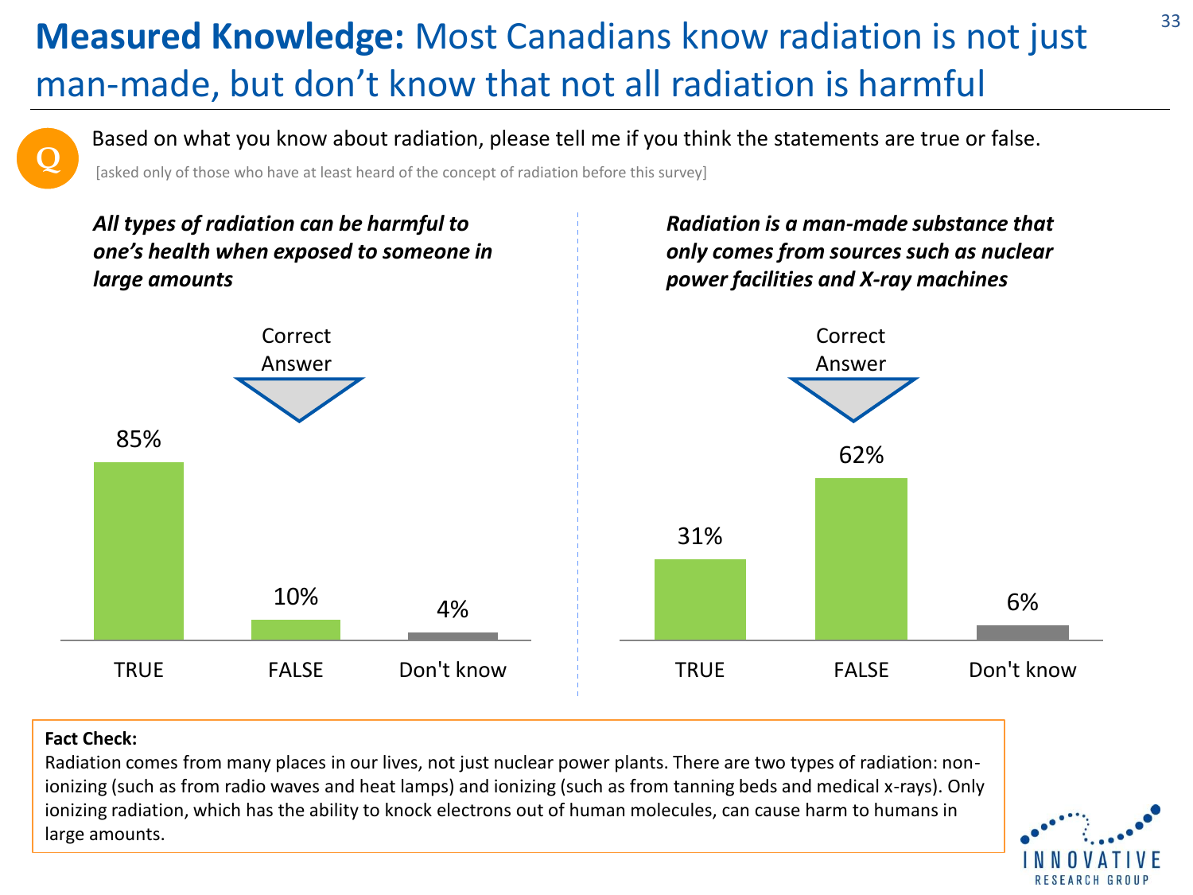# **Measured Knowledge:** Most Canadians know radiation is not just man-made, but don't know that not all radiation is harmful

Q: Based on what you know about radiation, please tell me if you think the statements are true or false.

[asked only of those who have at least heard of the concept of radiation before this survey]

***All types of radiation can be harmful to one's health when exposed to someone in large amounts***

| TRUE | FALSE (Correct Answer) | Don't know |
|---|---|---|
| 85% | 10% | 4% |

***Radiation is a man-made substance that only comes from sources such as nuclear power facilities and X-ray machines***

| TRUE | FALSE (Correct Answer) | Don't know |
|---|---|---|
| 31% | 62% | 6% |

**Fact Check:**
Radiation comes from many places in our lives, not just nuclear power plants. There are two types of radiation: non-ionizing (such as from radio waves and heat lamps) and ionizing (such as from tanning beds and medical x-rays). Only ionizing radiation, which has the ability to knock electrons out of human molecules, can cause harm to humans in large amounts.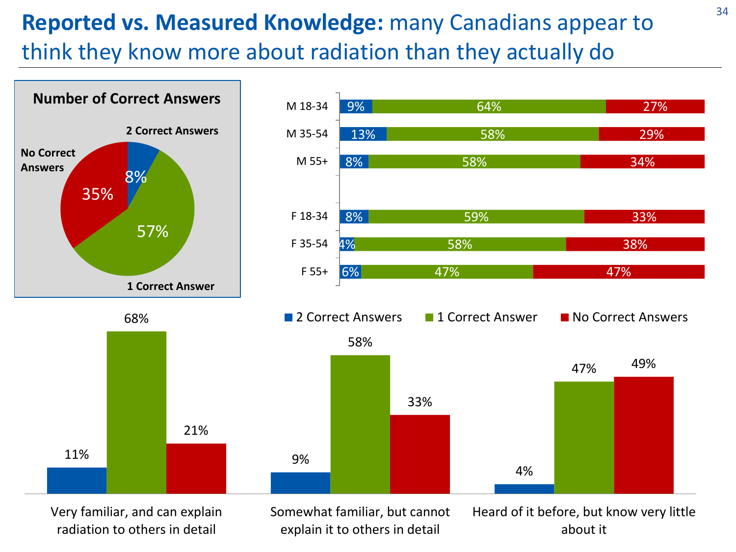# Reported vs. Measured Knowledge: many Canadians appear to think they know more about radiation than they actually do

**Number of Correct Answers**

| Number of Correct Answers | % |
|---|---|
| 2 Correct Answers | 8% |
| 1 Correct Answer | 57% |
| No Correct Answers | 35% |

| | 2 Correct Answers | 1 Correct Answer | No Correct Answers |
|---|---|---|---|
| M 18-34 | 9% | 64% | 27% |
| M 35-54 | 13% | 58% | 29% |
| M 55+ | 8% | 58% | 34% |
| F 18-34 | 8% | 59% | 33% |
| F 35-54 | 4% | 58% | 38% |
| F 55+ | 6% | 47% | 47% |

| | 2 Correct Answers | 1 Correct Answer | No Correct Answers |
|---|---|---|---|
| Very familiar, and can explain radiation to others in detail | 11% | 68% | 21% |
| Somewhat familiar, but cannot explain it to others in detail | 9% | 58% | 33% |
| Heard of it before, but know very little about it | 4% | 47% | 49% |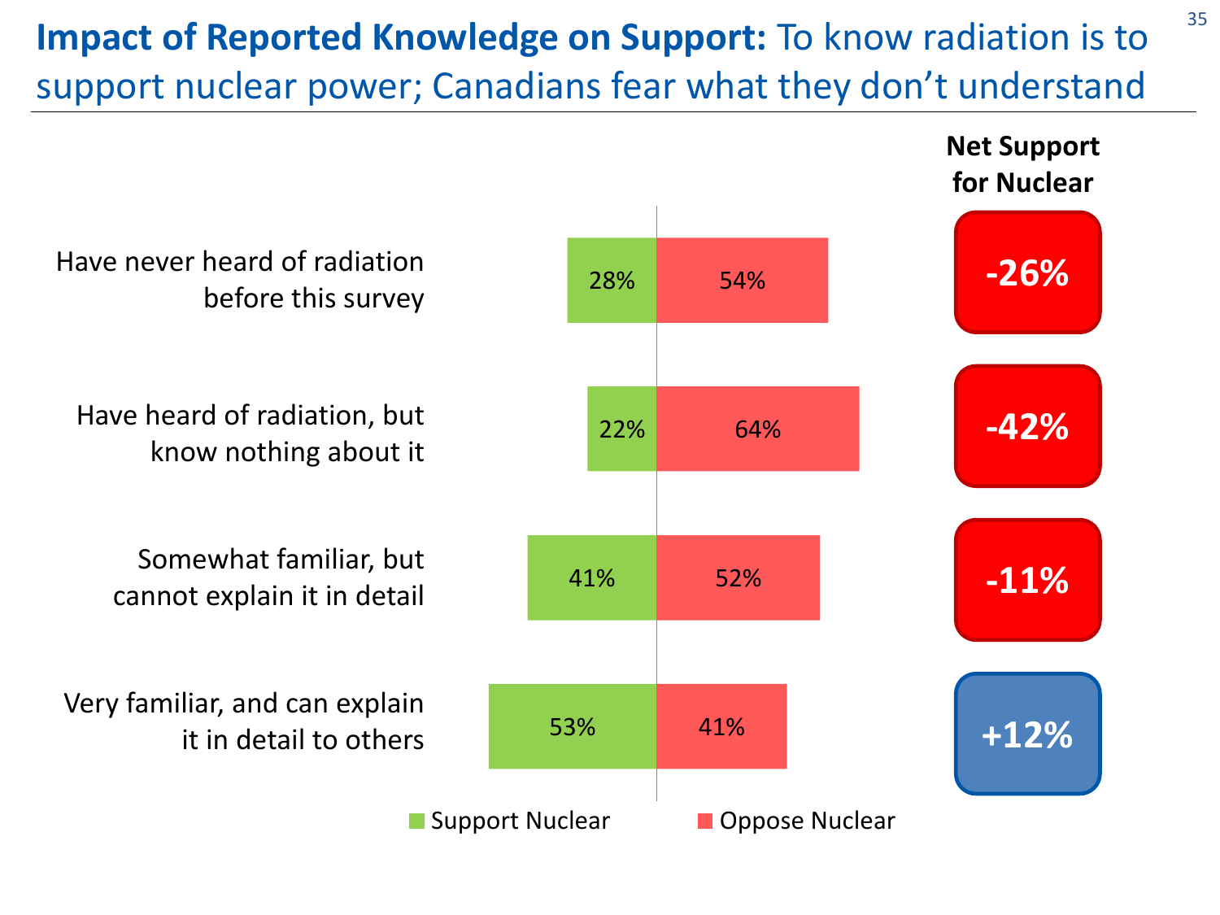# **Impact of Reported Knowledge on Support:** To know radiation is to support nuclear power; Canadians fear what they don't understand

| | Support Nuclear | Oppose Nuclear | Net Support for Nuclear |
|---|---|---|---|
| Have never heard of radiation before this survey | 28% | 54% | -26% |
| Have heard of radiation, but know nothing about it | 22% | 64% | -42% |
| Somewhat familiar, but cannot explain it in detail | 41% | 52% | -11% |
| Very familiar, and can explain it in detail to others | 53% | 41% | +12% |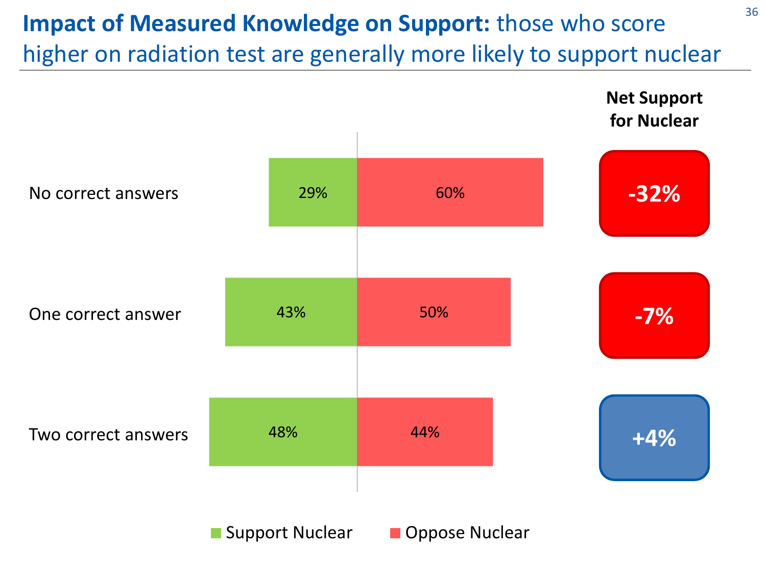# **Impact of Measured Knowledge on Support:** those who score higher on radiation test are generally more likely to support nuclear

| | Support Nuclear | Oppose Nuclear | Net Support for Nuclear |
|---|---|---|---|
| No correct answers | 29% | 60% | -32% |
| One correct answer | 43% | 50% | -7% |
| Two correct answers | 48% | 44% | +4% |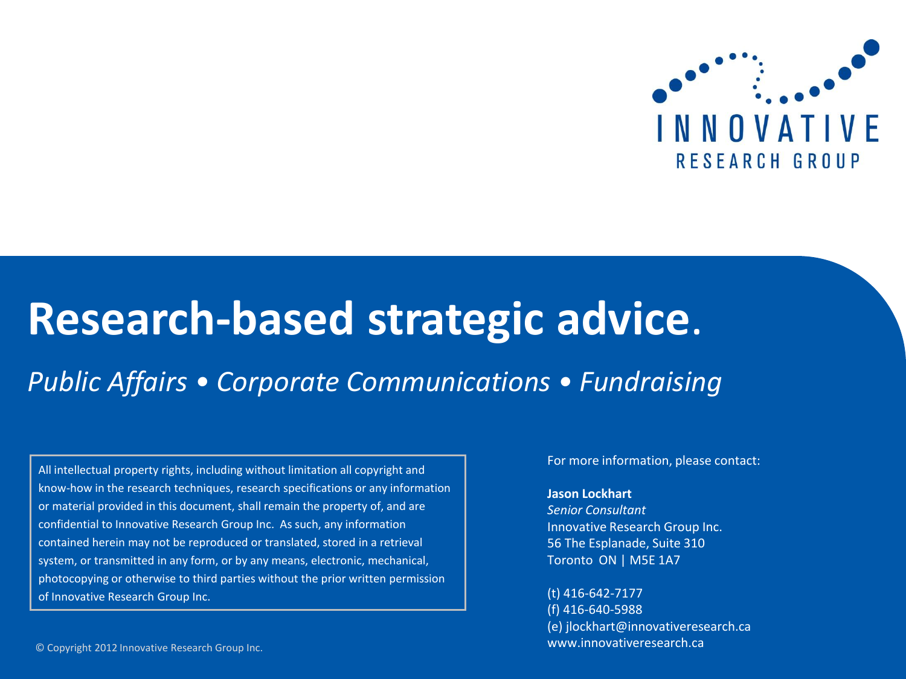INNOVATIVE

RESEARCH GROUP

# Research-based strategic advice.

*Public Affairs • Corporate Communications • Fundraising*

All intellectual property rights, including without limitation all copyright and know-how in the research techniques, research specifications or any information or material provided in this document, shall remain the property of, and are confidential to Innovative Research Group Inc. As such, any information contained herein may not be reproduced or translated, stored in a retrieval system, or transmitted in any form, or by any means, electronic, mechanical, photocopying or otherwise to third parties without the prior written permission of Innovative Research Group Inc.

For more information, please contact:

**Jason Lockhart**
*Senior Consultant*
Innovative Research Group Inc.
56 The Esplanade, Suite 310
Toronto ON | M5E 1A7

(t) 416-642-7177
(f) 416-640-5988
(e) jlockhart@innovativeresearch.ca
www.innovativeresearch.ca

© Copyright 2012 Innovative Research Group Inc.